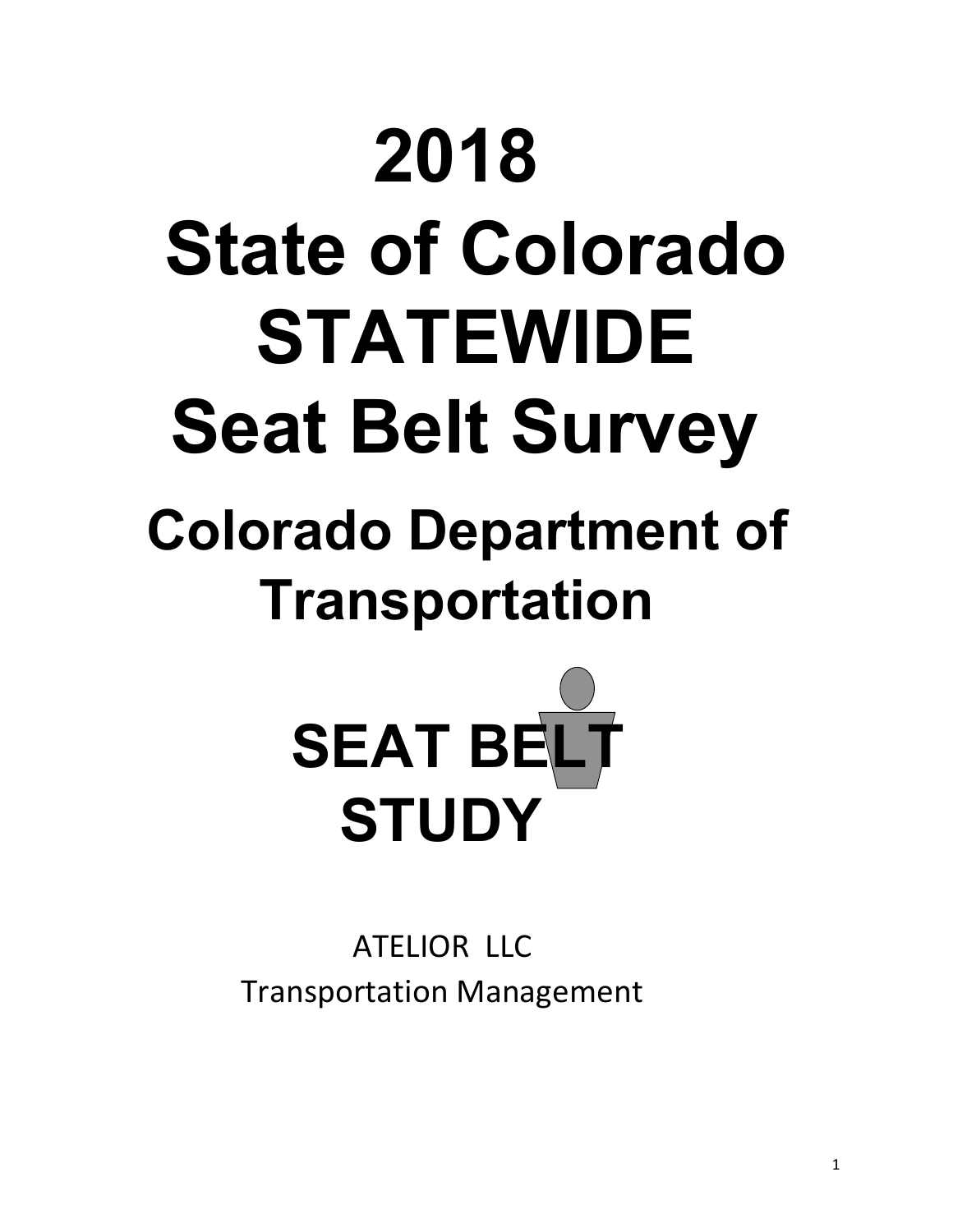# 2018 State of Colorado STATEWIDE Seat Belt Survey

## Colorado Department of Transportation

## SEAT BELT STUDY

ATELIOR LLC
Transportation Management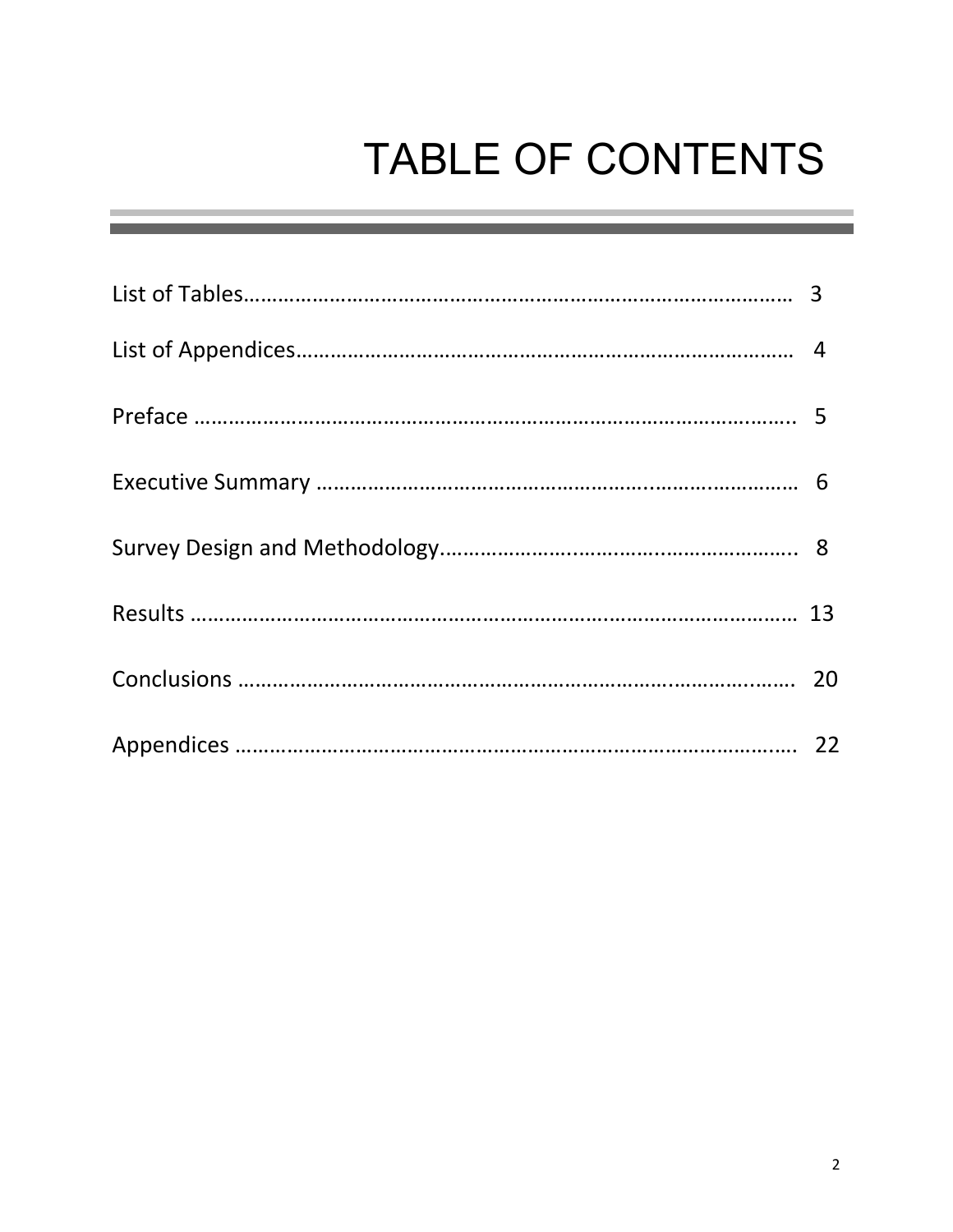# TABLE OF CONTENTS

List of Tables………………………………………………………………………………… 3

List of Appendices…………………………………………………………………………… 4

Preface ……………………………………………………………………………………….. 5

Executive Summary ………………………………………………...……..…………… 6

Survey Design and Methodology.…………………..……..……..…………………... 8

Results ………………………………………………………………..……………………… 13

Conclusions ……………………………………………………………….…………..……. 20

Appendices ………………………………………………………………………………….. 22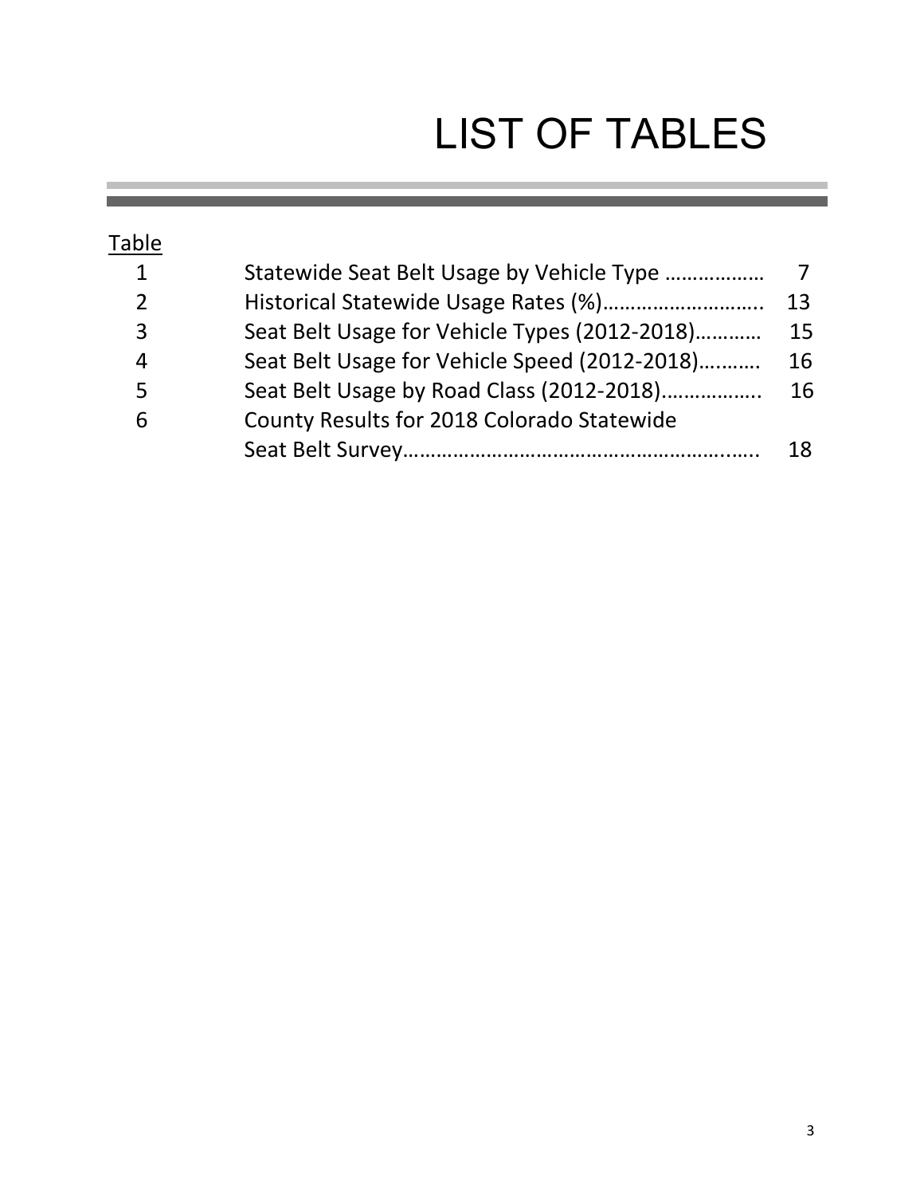# LIST OF TABLES

| Table | | |
|---|---|---|
| 1 | Statewide Seat Belt Usage by Vehicle Type ……………… | 7 |
| 2 | Historical Statewide Usage Rates (%)……………………….. | 13 |
| 3 | Seat Belt Usage for Vehicle Types (2012-2018)………… | 15 |
| 4 | Seat Belt Usage for Vehicle Speed (2012-2018)….……. | 16 |
| 5 | Seat Belt Usage by Road Class (2012-2018)…………….. | 16 |
| 6 | County Results for 2018 Colorado Statewide Seat Belt Survey……………………………………………….….. | 18 |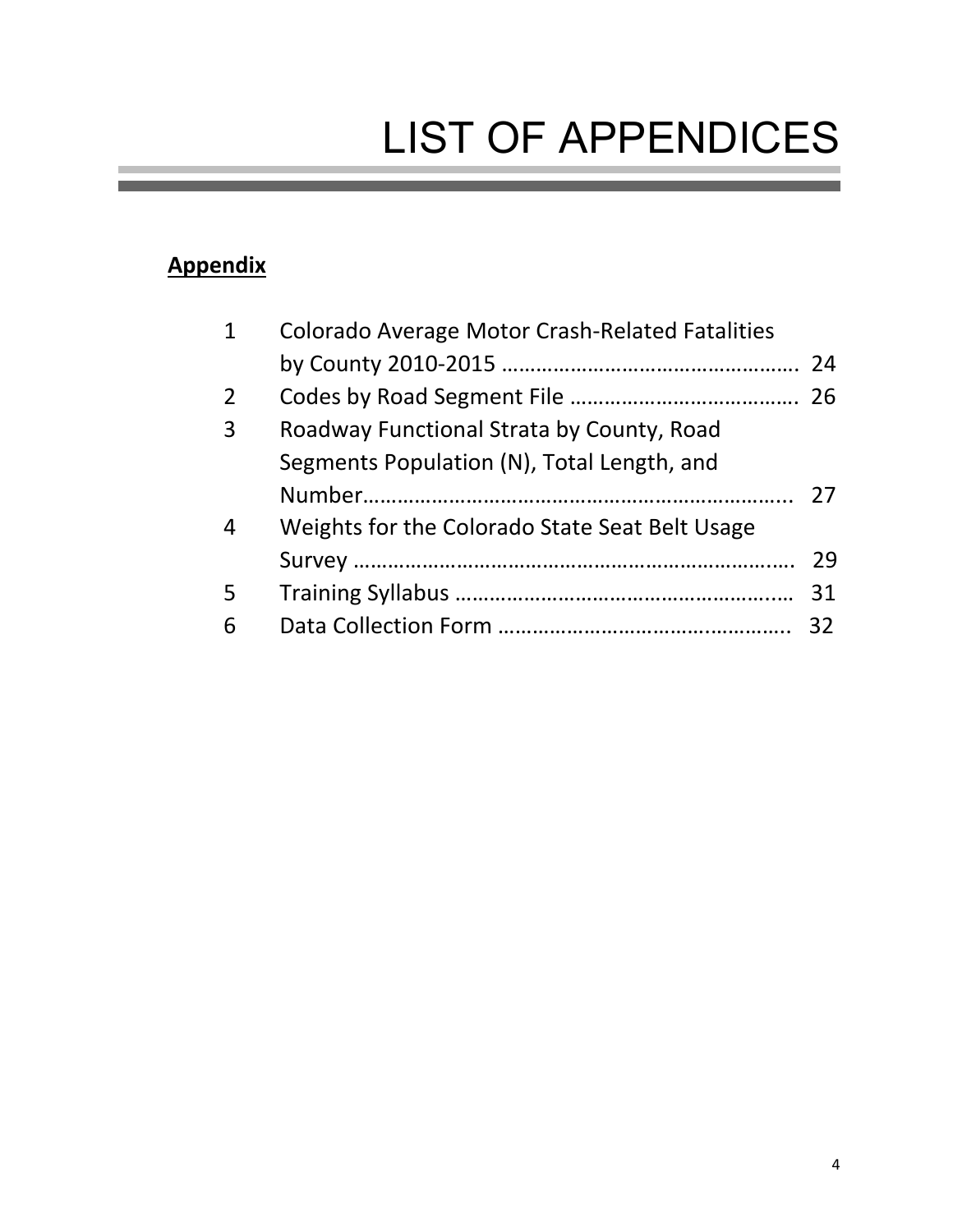# LIST OF APPENDICES

**Appendix**

| | | |
|---|---|---|
| 1 | Colorado Average Motor Crash-Related Fatalities by County 2010-2015 | 24 |
| 2 | Codes by Road Segment File | 26 |
| 3 | Roadway Functional Strata by County, Road Segments Population (N), Total Length, and Number | 27 |
| 4 | Weights for the Colorado State Seat Belt Usage Survey | 29 |
| 5 | Training Syllabus | 31 |
| 6 | Data Collection Form | 32 |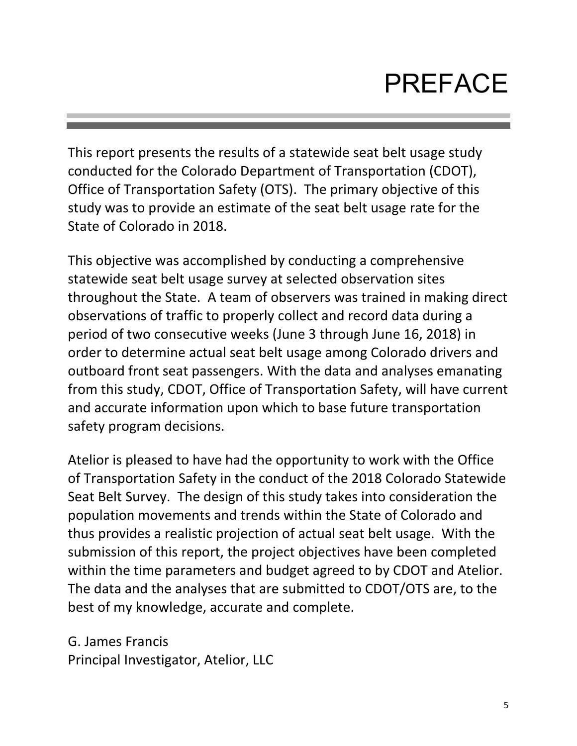# PREFACE

This report presents the results of a statewide seat belt usage study conducted for the Colorado Department of Transportation (CDOT), Office of Transportation Safety (OTS). The primary objective of this study was to provide an estimate of the seat belt usage rate for the State of Colorado in 2018.

This objective was accomplished by conducting a comprehensive statewide seat belt usage survey at selected observation sites throughout the State. A team of observers was trained in making direct observations of traffic to properly collect and record data during a period of two consecutive weeks (June 3 through June 16, 2018) in order to determine actual seat belt usage among Colorado drivers and outboard front seat passengers. With the data and analyses emanating from this study, CDOT, Office of Transportation Safety, will have current and accurate information upon which to base future transportation safety program decisions.

Atelior is pleased to have had the opportunity to work with the Office of Transportation Safety in the conduct of the 2018 Colorado Statewide Seat Belt Survey. The design of this study takes into consideration the population movements and trends within the State of Colorado and thus provides a realistic projection of actual seat belt usage. With the submission of this report, the project objectives have been completed within the time parameters and budget agreed to by CDOT and Atelior. The data and the analyses that are submitted to CDOT/OTS are, to the best of my knowledge, accurate and complete.

G. James Francis
Principal Investigator, Atelior, LLC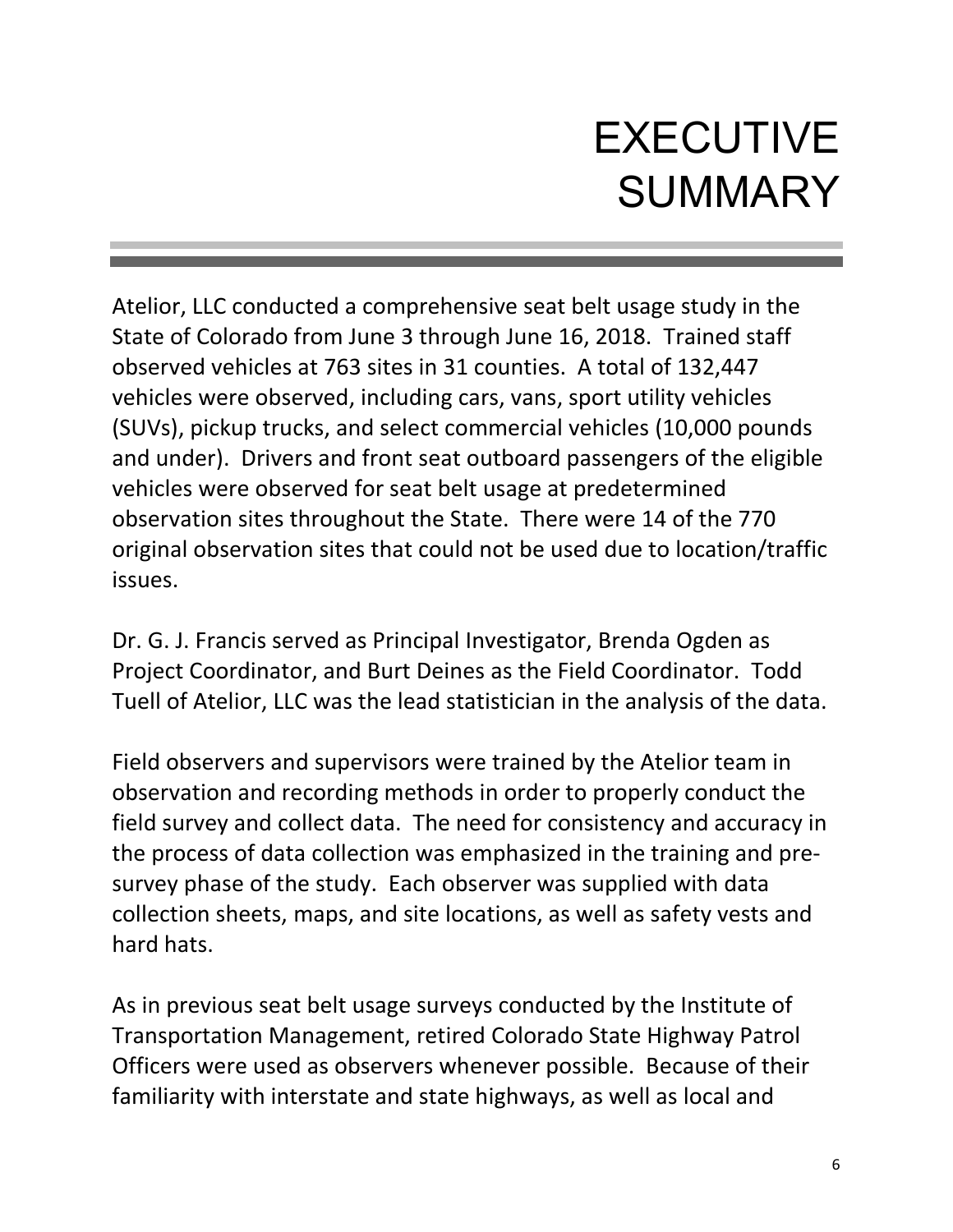# EXECUTIVE SUMMARY

Atelior, LLC conducted a comprehensive seat belt usage study in the State of Colorado from June 3 through June 16, 2018. Trained staff observed vehicles at 763 sites in 31 counties. A total of 132,447 vehicles were observed, including cars, vans, sport utility vehicles (SUVs), pickup trucks, and select commercial vehicles (10,000 pounds and under). Drivers and front seat outboard passengers of the eligible vehicles were observed for seat belt usage at predetermined observation sites throughout the State. There were 14 of the 770 original observation sites that could not be used due to location/traffic issues.

Dr. G. J. Francis served as Principal Investigator, Brenda Ogden as Project Coordinator, and Burt Deines as the Field Coordinator. Todd Tuell of Atelior, LLC was the lead statistician in the analysis of the data.

Field observers and supervisors were trained by the Atelior team in observation and recording methods in order to properly conduct the field survey and collect data. The need for consistency and accuracy in the process of data collection was emphasized in the training and pre-survey phase of the study. Each observer was supplied with data collection sheets, maps, and site locations, as well as safety vests and hard hats.

As in previous seat belt usage surveys conducted by the Institute of Transportation Management, retired Colorado State Highway Patrol Officers were used as observers whenever possible. Because of their familiarity with interstate and state highways, as well as local and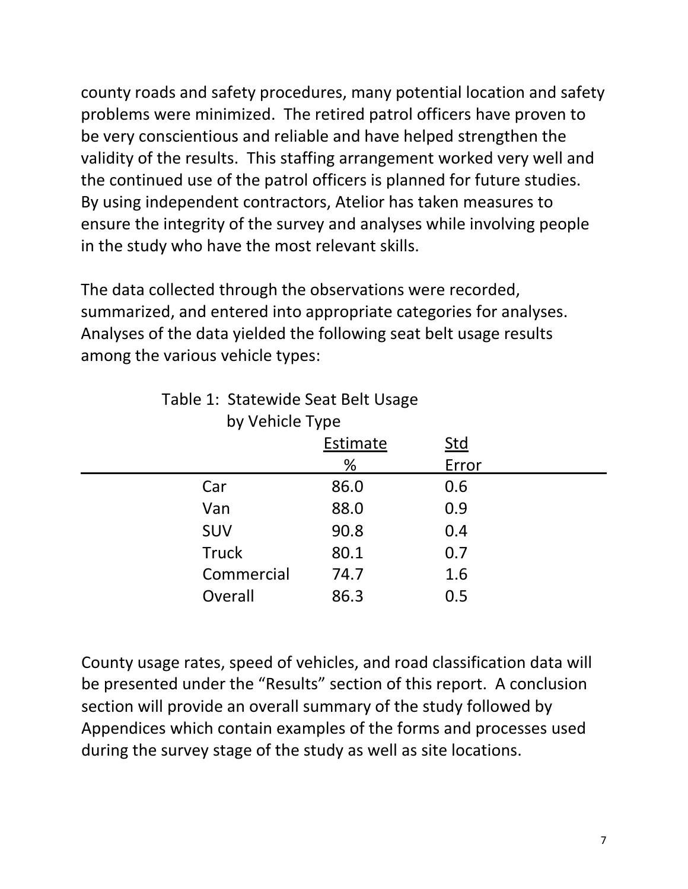county roads and safety procedures, many potential location and safety problems were minimized. The retired patrol officers have proven to be very conscientious and reliable and have helped strengthen the validity of the results. This staffing arrangement worked very well and the continued use of the patrol officers is planned for future studies. By using independent contractors, Atelior has taken measures to ensure the integrity of the survey and analyses while involving people in the study who have the most relevant skills.

The data collected through the observations were recorded, summarized, and entered into appropriate categories for analyses. Analyses of the data yielded the following seat belt usage results among the various vehicle types:

Table 1: Statewide Seat Belt Usage by Vehicle Type

| | Estimate % | Std Error |
|---|---|---|
| Car | 86.0 | 0.6 |
| Van | 88.0 | 0.9 |
| SUV | 90.8 | 0.4 |
| Truck | 80.1 | 0.7 |
| Commercial | 74.7 | 1.6 |
| Overall | 86.3 | 0.5 |

County usage rates, speed of vehicles, and road classification data will be presented under the “Results” section of this report. A conclusion section will provide an overall summary of the study followed by Appendices which contain examples of the forms and processes used during the survey stage of the study as well as site locations.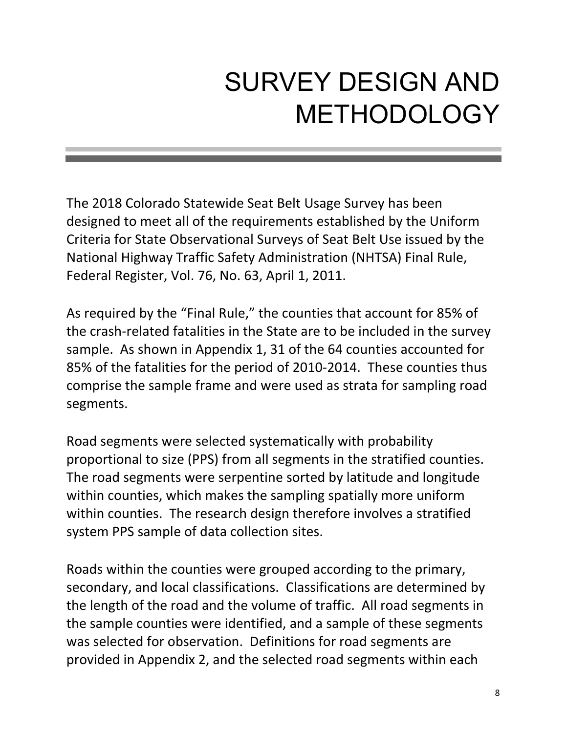# SURVEY DESIGN AND METHODOLOGY

The 2018 Colorado Statewide Seat Belt Usage Survey has been designed to meet all of the requirements established by the Uniform Criteria for State Observational Surveys of Seat Belt Use issued by the National Highway Traffic Safety Administration (NHTSA) Final Rule, Federal Register, Vol. 76, No. 63, April 1, 2011.

As required by the "Final Rule," the counties that account for 85% of the crash-related fatalities in the State are to be included in the survey sample. As shown in Appendix 1, 31 of the 64 counties accounted for 85% of the fatalities for the period of 2010-2014. These counties thus comprise the sample frame and were used as strata for sampling road segments.

Road segments were selected systematically with probability proportional to size (PPS) from all segments in the stratified counties. The road segments were serpentine sorted by latitude and longitude within counties, which makes the sampling spatially more uniform within counties. The research design therefore involves a stratified system PPS sample of data collection sites.

Roads within the counties were grouped according to the primary, secondary, and local classifications. Classifications are determined by the length of the road and the volume of traffic. All road segments in the sample counties were identified, and a sample of these segments was selected for observation. Definitions for road segments are provided in Appendix 2, and the selected road segments within each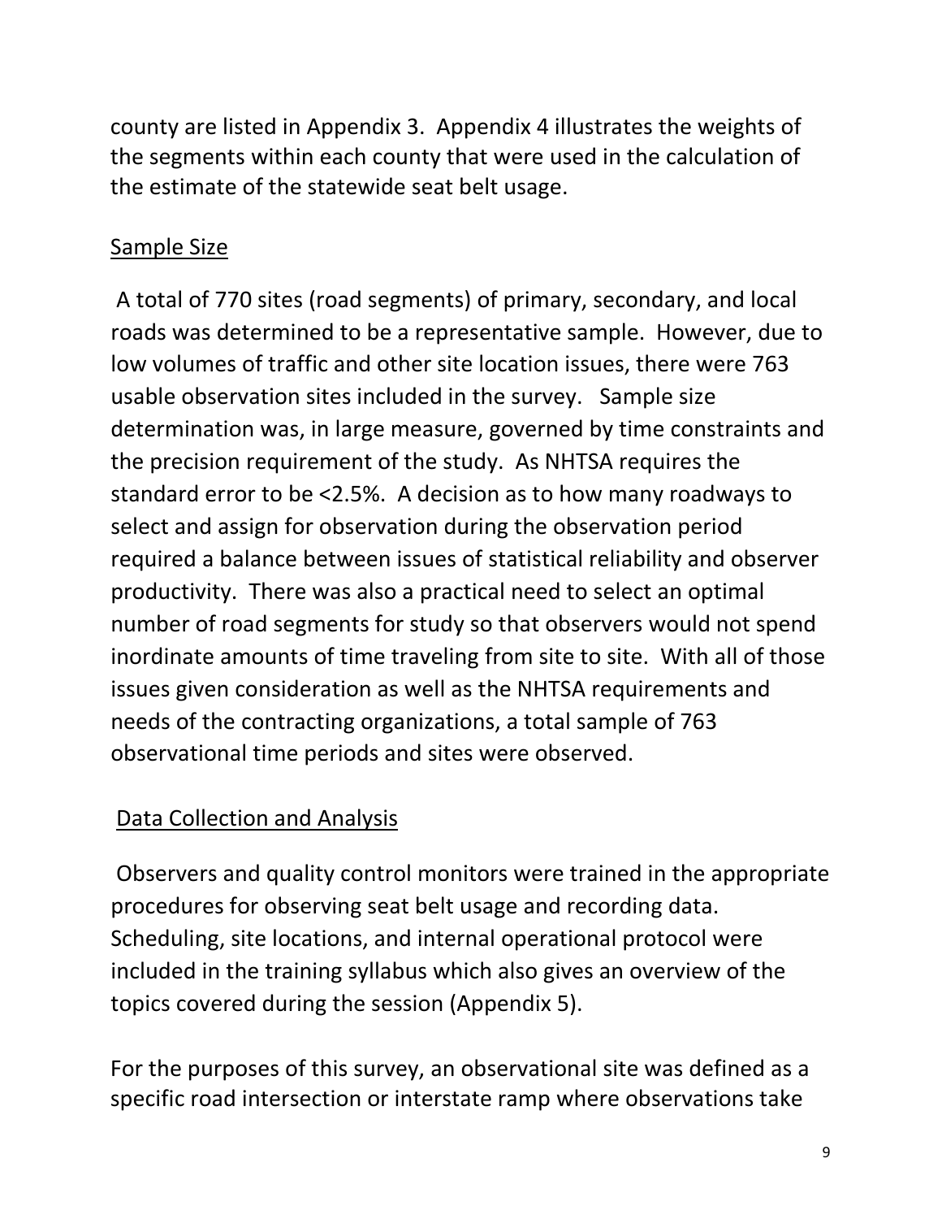county are listed in Appendix 3. Appendix 4 illustrates the weights of the segments within each county that were used in the calculation of the estimate of the statewide seat belt usage.

## Sample Size

A total of 770 sites (road segments) of primary, secondary, and local roads was determined to be a representative sample. However, due to low volumes of traffic and other site location issues, there were 763 usable observation sites included in the survey. Sample size determination was, in large measure, governed by time constraints and the precision requirement of the study. As NHTSA requires the standard error to be <2.5%. A decision as to how many roadways to select and assign for observation during the observation period required a balance between issues of statistical reliability and observer productivity. There was also a practical need to select an optimal number of road segments for study so that observers would not spend inordinate amounts of time traveling from site to site. With all of those issues given consideration as well as the NHTSA requirements and needs of the contracting organizations, a total sample of 763 observational time periods and sites were observed.

## Data Collection and Analysis

Observers and quality control monitors were trained in the appropriate procedures for observing seat belt usage and recording data. Scheduling, site locations, and internal operational protocol were included in the training syllabus which also gives an overview of the topics covered during the session (Appendix 5).

For the purposes of this survey, an observational site was defined as a specific road intersection or interstate ramp where observations take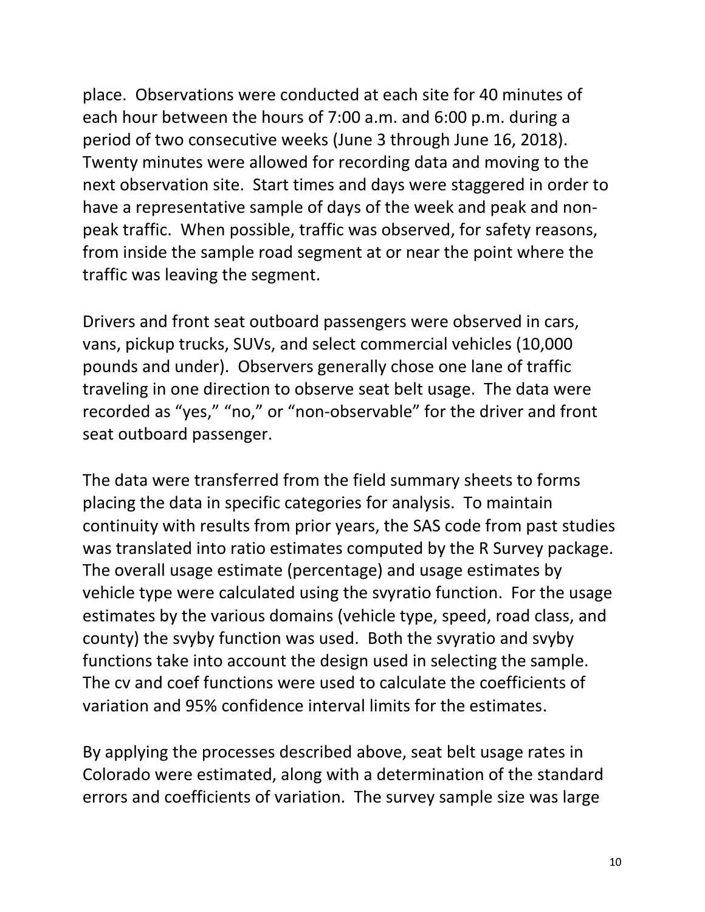place. Observations were conducted at each site for 40 minutes of each hour between the hours of 7:00 a.m. and 6:00 p.m. during a period of two consecutive weeks (June 3 through June 16, 2018). Twenty minutes were allowed for recording data and moving to the next observation site. Start times and days were staggered in order to have a representative sample of days of the week and peak and non-peak traffic. When possible, traffic was observed, for safety reasons, from inside the sample road segment at or near the point where the traffic was leaving the segment.

Drivers and front seat outboard passengers were observed in cars, vans, pickup trucks, SUVs, and select commercial vehicles (10,000 pounds and under). Observers generally chose one lane of traffic traveling in one direction to observe seat belt usage. The data were recorded as "yes," "no," or "non-observable" for the driver and front seat outboard passenger.

The data were transferred from the field summary sheets to forms placing the data in specific categories for analysis. To maintain continuity with results from prior years, the SAS code from past studies was translated into ratio estimates computed by the R Survey package. The overall usage estimate (percentage) and usage estimates by vehicle type were calculated using the svyratio function. For the usage estimates by the various domains (vehicle type, speed, road class, and county) the svyby function was used. Both the svyratio and svyby functions take into account the design used in selecting the sample. The cv and coef functions were used to calculate the coefficients of variation and 95% confidence interval limits for the estimates.

By applying the processes described above, seat belt usage rates in Colorado were estimated, along with a determination of the standard errors and coefficients of variation. The survey sample size was large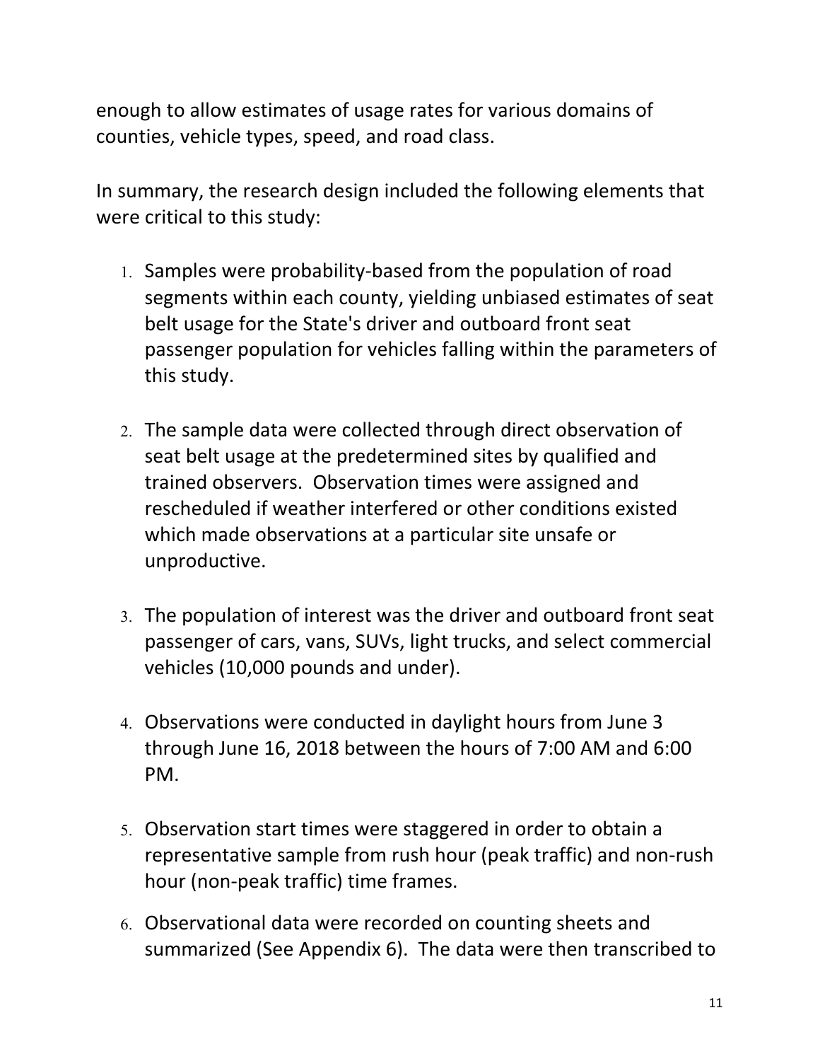enough to allow estimates of usage rates for various domains of counties, vehicle types, speed, and road class.

In summary, the research design included the following elements that were critical to this study:

1. Samples were probability-based from the population of road segments within each county, yielding unbiased estimates of seat belt usage for the State's driver and outboard front seat passenger population for vehicles falling within the parameters of this study.

2. The sample data were collected through direct observation of seat belt usage at the predetermined sites by qualified and trained observers. Observation times were assigned and rescheduled if weather interfered or other conditions existed which made observations at a particular site unsafe or unproductive.

3. The population of interest was the driver and outboard front seat passenger of cars, vans, SUVs, light trucks, and select commercial vehicles (10,000 pounds and under).

4. Observations were conducted in daylight hours from June 3 through June 16, 2018 between the hours of 7:00 AM and 6:00 PM.

5. Observation start times were staggered in order to obtain a representative sample from rush hour (peak traffic) and non-rush hour (non-peak traffic) time frames.

6. Observational data were recorded on counting sheets and summarized (See Appendix 6). The data were then transcribed to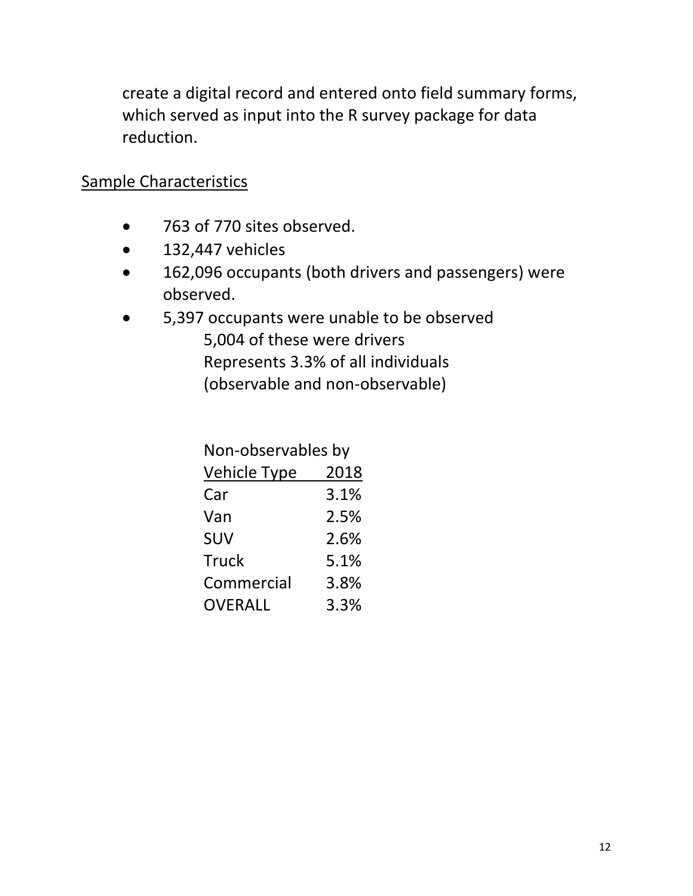create a digital record and entered onto field summary forms, which served as input into the R survey package for data reduction.

Sample Characteristics

- 763 of 770 sites observed.
- 132,447 vehicles
- 162,096 occupants (both drivers and passengers) were observed.
- 5,397 occupants were unable to be observed
  5,004 of these were drivers
  Represents 3.3% of all individuals
  (observable and non-observable)

Non-observables by

| Vehicle Type | 2018 |
|---|---|
| Car | 3.1% |
| Van | 2.5% |
| SUV | 2.6% |
| Truck | 5.1% |
| Commercial | 3.8% |
| OVERALL | 3.3% |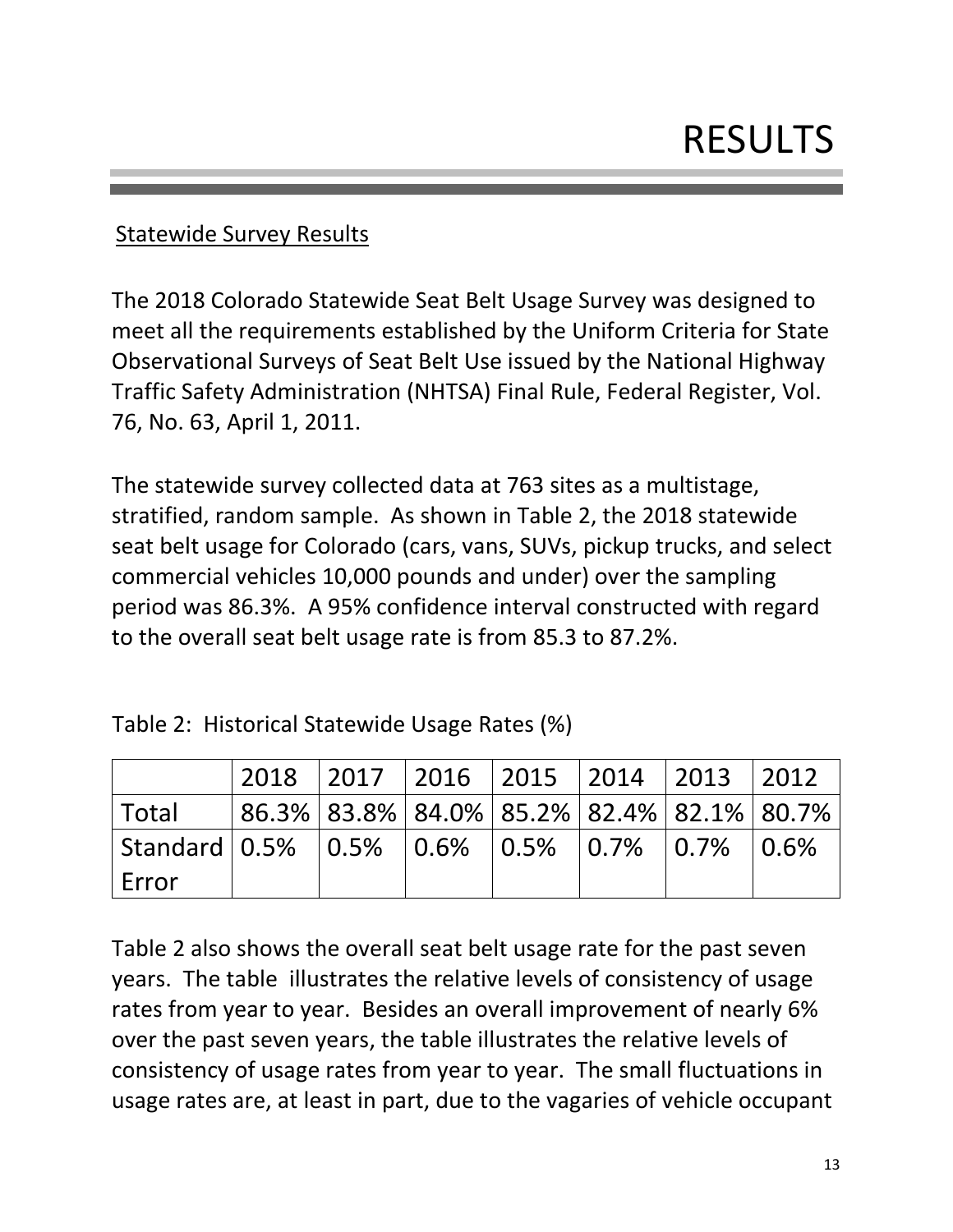# RESULTS

## Statewide Survey Results

The 2018 Colorado Statewide Seat Belt Usage Survey was designed to meet all the requirements established by the Uniform Criteria for State Observational Surveys of Seat Belt Use issued by the National Highway Traffic Safety Administration (NHTSA) Final Rule, Federal Register, Vol. 76, No. 63, April 1, 2011.

The statewide survey collected data at 763 sites as a multistage, stratified, random sample. As shown in Table 2, the 2018 statewide seat belt usage for Colorado (cars, vans, SUVs, pickup trucks, and select commercial vehicles 10,000 pounds and under) over the sampling period was 86.3%. A 95% confidence interval constructed with regard to the overall seat belt usage rate is from 85.3 to 87.2%.

Table 2: Historical Statewide Usage Rates (%)

| | 2018 | 2017 | 2016 | 2015 | 2014 | 2013 | 2012 |
|---|---|---|---|---|---|---|---|
| Total | 86.3% | 83.8% | 84.0% | 85.2% | 82.4% | 82.1% | 80.7% |
| Standard Error | 0.5% | 0.5% | 0.6% | 0.5% | 0.7% | 0.7% | 0.6% |

Table 2 also shows the overall seat belt usage rate for the past seven years. The table illustrates the relative levels of consistency of usage rates from year to year. Besides an overall improvement of nearly 6% over the past seven years, the table illustrates the relative levels of consistency of usage rates from year to year. The small fluctuations in usage rates are, at least in part, due to the vagaries of vehicle occupant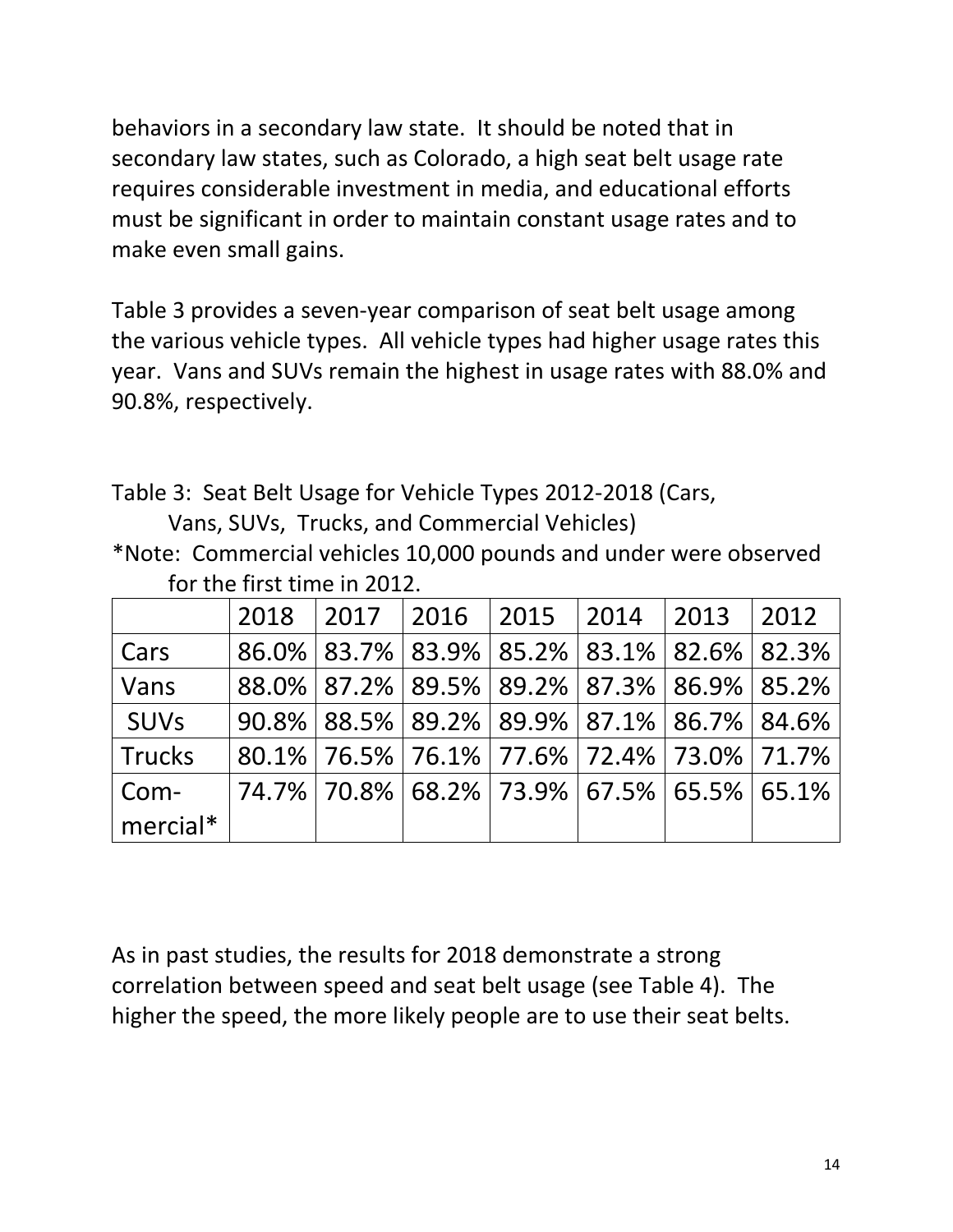behaviors in a secondary law state. It should be noted that in secondary law states, such as Colorado, a high seat belt usage rate requires considerable investment in media, and educational efforts must be significant in order to maintain constant usage rates and to make even small gains.

Table 3 provides a seven-year comparison of seat belt usage among the various vehicle types. All vehicle types had higher usage rates this year. Vans and SUVs remain the highest in usage rates with 88.0% and 90.8%, respectively.

Table 3: Seat Belt Usage for Vehicle Types 2012-2018 (Cars, Vans, SUVs, Trucks, and Commercial Vehicles)

*Note: Commercial vehicles 10,000 pounds and under were observed for the first time in 2012.

| | 2018 | 2017 | 2016 | 2015 | 2014 | 2013 | 2012 |
|---|---|---|---|---|---|---|---|
| Cars | 86.0% | 83.7% | 83.9% | 85.2% | 83.1% | 82.6% | 82.3% |
| Vans | 88.0% | 87.2% | 89.5% | 89.2% | 87.3% | 86.9% | 85.2% |
| SUVs | 90.8% | 88.5% | 89.2% | 89.9% | 87.1% | 86.7% | 84.6% |
| Trucks | 80.1% | 76.5% | 76.1% | 77.6% | 72.4% | 73.0% | 71.7% |
| Commercial* | 74.7% | 70.8% | 68.2% | 73.9% | 67.5% | 65.5% | 65.1% |

As in past studies, the results for 2018 demonstrate a strong correlation between speed and seat belt usage (see Table 4). The higher the speed, the more likely people are to use their seat belts.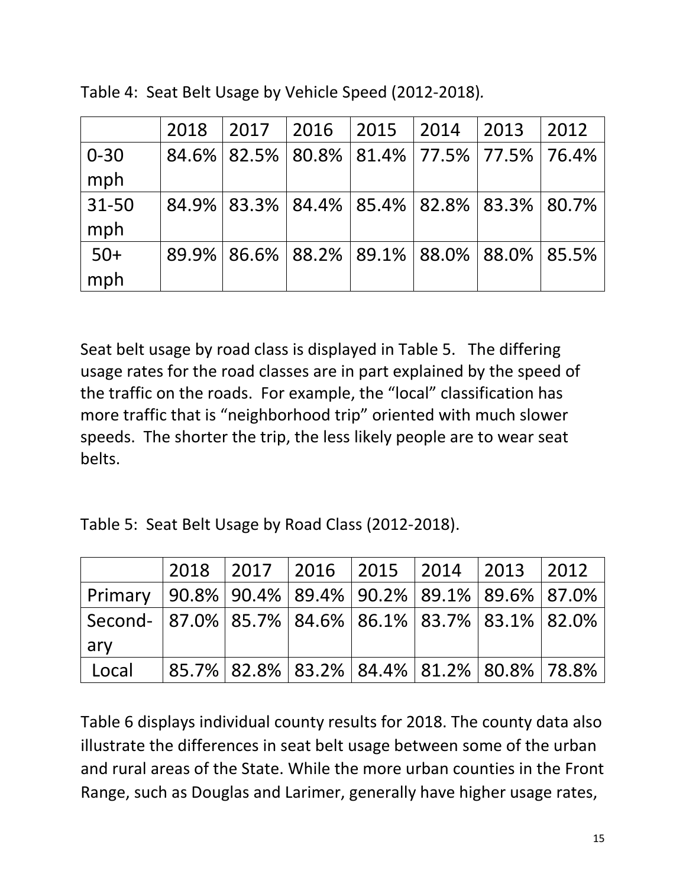Table 4: Seat Belt Usage by Vehicle Speed (2012-2018).

| | 2018 | 2017 | 2016 | 2015 | 2014 | 2013 | 2012 |
|---|---|---|---|---|---|---|---|
| 0-30 mph | 84.6% | 82.5% | 80.8% | 81.4% | 77.5% | 77.5% | 76.4% |
| 31-50 mph | 84.9% | 83.3% | 84.4% | 85.4% | 82.8% | 83.3% | 80.7% |
| 50+ mph | 89.9% | 86.6% | 88.2% | 89.1% | 88.0% | 88.0% | 85.5% |

Seat belt usage by road class is displayed in Table 5. The differing usage rates for the road classes are in part explained by the speed of the traffic on the roads. For example, the "local" classification has more traffic that is "neighborhood trip" oriented with much slower speeds. The shorter the trip, the less likely people are to wear seat belts.

Table 5: Seat Belt Usage by Road Class (2012-2018).

| | 2018 | 2017 | 2016 | 2015 | 2014 | 2013 | 2012 |
|---|---|---|---|---|---|---|---|
| Primary | 90.8% | 90.4% | 89.4% | 90.2% | 89.1% | 89.6% | 87.0% |
| Secondary | 87.0% | 85.7% | 84.6% | 86.1% | 83.7% | 83.1% | 82.0% |
| Local | 85.7% | 82.8% | 83.2% | 84.4% | 81.2% | 80.8% | 78.8% |

Table 6 displays individual county results for 2018. The county data also illustrate the differences in seat belt usage between some of the urban and rural areas of the State. While the more urban counties in the Front Range, such as Douglas and Larimer, generally have higher usage rates,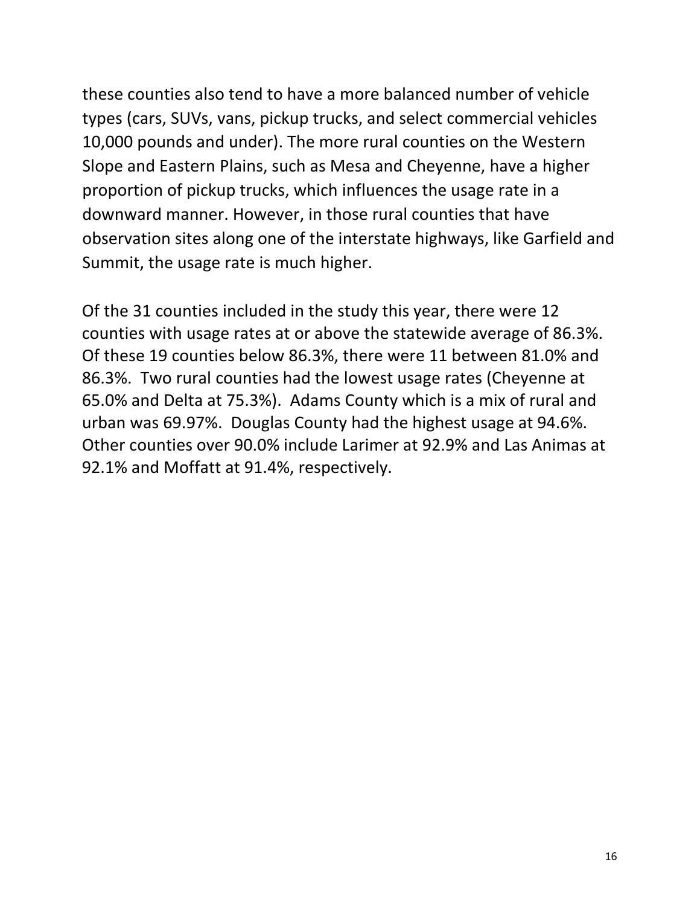these counties also tend to have a more balanced number of vehicle types (cars, SUVs, vans, pickup trucks, and select commercial vehicles 10,000 pounds and under). The more rural counties on the Western Slope and Eastern Plains, such as Mesa and Cheyenne, have a higher proportion of pickup trucks, which influences the usage rate in a downward manner. However, in those rural counties that have observation sites along one of the interstate highways, like Garfield and Summit, the usage rate is much higher.

Of the 31 counties included in the study this year, there were 12 counties with usage rates at or above the statewide average of 86.3%. Of these 19 counties below 86.3%, there were 11 between 81.0% and 86.3%. Two rural counties had the lowest usage rates (Cheyenne at 65.0% and Delta at 75.3%). Adams County which is a mix of rural and urban was 69.97%. Douglas County had the highest usage at 94.6%. Other counties over 90.0% include Larimer at 92.9% and Las Animas at 92.1% and Moffatt at 91.4%, respectively.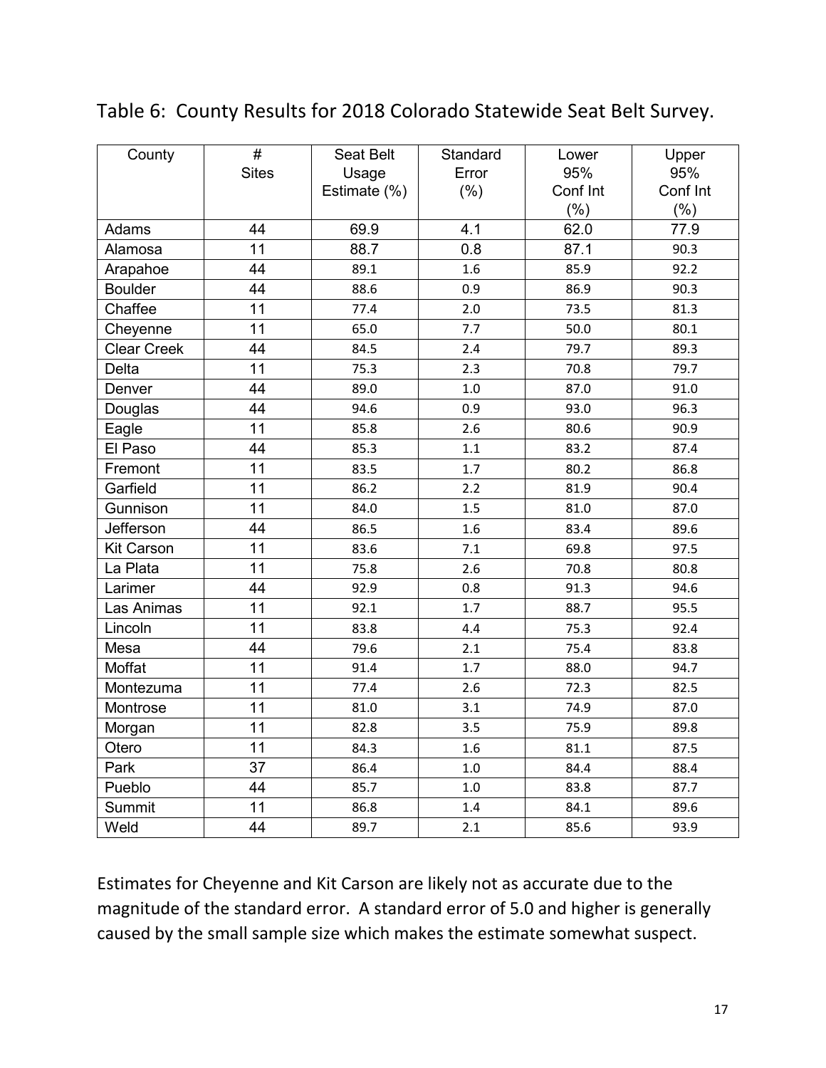Table 6: County Results for 2018 Colorado Statewide Seat Belt Survey.

| County | # Sites | Seat Belt Usage Estimate (%) | Standard Error (%) | Lower 95% Conf Int (%) | Upper 95% Conf Int (%) |
|---|---|---|---|---|---|
| Adams | 44 | 69.9 | 4.1 | 62.0 | 77.9 |
| Alamosa | 11 | 88.7 | 0.8 | 87.1 | 90.3 |
| Arapahoe | 44 | 89.1 | 1.6 | 85.9 | 92.2 |
| Boulder | 44 | 88.6 | 0.9 | 86.9 | 90.3 |
| Chaffee | 11 | 77.4 | 2.0 | 73.5 | 81.3 |
| Cheyenne | 11 | 65.0 | 7.7 | 50.0 | 80.1 |
| Clear Creek | 44 | 84.5 | 2.4 | 79.7 | 89.3 |
| Delta | 11 | 75.3 | 2.3 | 70.8 | 79.7 |
| Denver | 44 | 89.0 | 1.0 | 87.0 | 91.0 |
| Douglas | 44 | 94.6 | 0.9 | 93.0 | 96.3 |
| Eagle | 11 | 85.8 | 2.6 | 80.6 | 90.9 |
| El Paso | 44 | 85.3 | 1.1 | 83.2 | 87.4 |
| Fremont | 11 | 83.5 | 1.7 | 80.2 | 86.8 |
| Garfield | 11 | 86.2 | 2.2 | 81.9 | 90.4 |
| Gunnison | 11 | 84.0 | 1.5 | 81.0 | 87.0 |
| Jefferson | 44 | 86.5 | 1.6 | 83.4 | 89.6 |
| Kit Carson | 11 | 83.6 | 7.1 | 69.8 | 97.5 |
| La Plata | 11 | 75.8 | 2.6 | 70.8 | 80.8 |
| Larimer | 44 | 92.9 | 0.8 | 91.3 | 94.6 |
| Las Animas | 11 | 92.1 | 1.7 | 88.7 | 95.5 |
| Lincoln | 11 | 83.8 | 4.4 | 75.3 | 92.4 |
| Mesa | 44 | 79.6 | 2.1 | 75.4 | 83.8 |
| Moffat | 11 | 91.4 | 1.7 | 88.0 | 94.7 |
| Montezuma | 11 | 77.4 | 2.6 | 72.3 | 82.5 |
| Montrose | 11 | 81.0 | 3.1 | 74.9 | 87.0 |
| Morgan | 11 | 82.8 | 3.5 | 75.9 | 89.8 |
| Otero | 11 | 84.3 | 1.6 | 81.1 | 87.5 |
| Park | 37 | 86.4 | 1.0 | 84.4 | 88.4 |
| Pueblo | 44 | 85.7 | 1.0 | 83.8 | 87.7 |
| Summit | 11 | 86.8 | 1.4 | 84.1 | 89.6 |
| Weld | 44 | 89.7 | 2.1 | 85.6 | 93.9 |

Estimates for Cheyenne and Kit Carson are likely not as accurate due to the magnitude of the standard error. A standard error of 5.0 and higher is generally caused by the small sample size which makes the estimate somewhat suspect.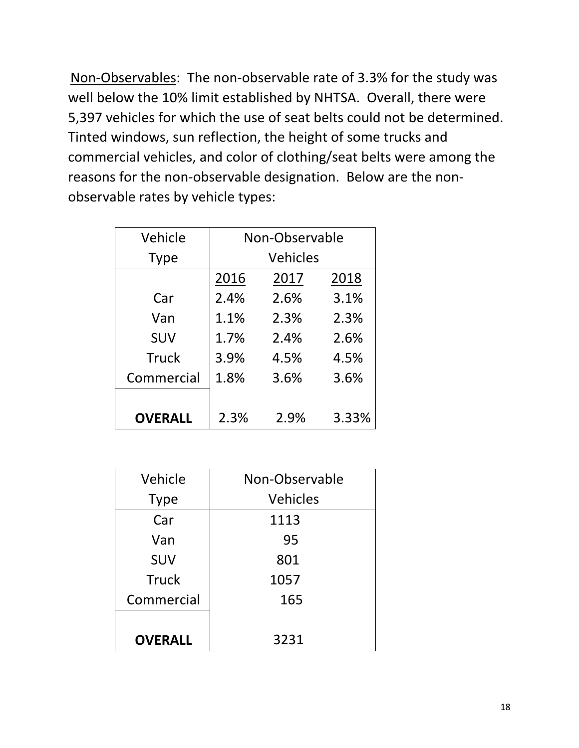<u>Non-Observables</u>: The non-observable rate of 3.3% for the study was well below the 10% limit established by NHTSA. Overall, there were 5,397 vehicles for which the use of seat belts could not be determined. Tinted windows, sun reflection, the height of some trucks and commercial vehicles, and color of clothing/seat belts were among the reasons for the non-observable designation. Below are the non-observable rates by vehicle types:

| Vehicle Type | Non-Observable Vehicles | | |
|---|---|---|---|
| | 2016 | 2017 | 2018 |
| Car | 2.4% | 2.6% | 3.1% |
| Van | 1.1% | 2.3% | 2.3% |
| SUV | 1.7% | 2.4% | 2.6% |
| Truck | 3.9% | 4.5% | 4.5% |
| Commercial | 1.8% | 3.6% | 3.6% |
| **OVERALL** | 2.3% | 2.9% | 3.33% |

| Vehicle Type | Non-Observable Vehicles |
|---|---|
| Car | 1113 |
| Van | 95 |
| SUV | 801 |
| Truck | 1057 |
| Commercial | 165 |
| **OVERALL** | 3231 |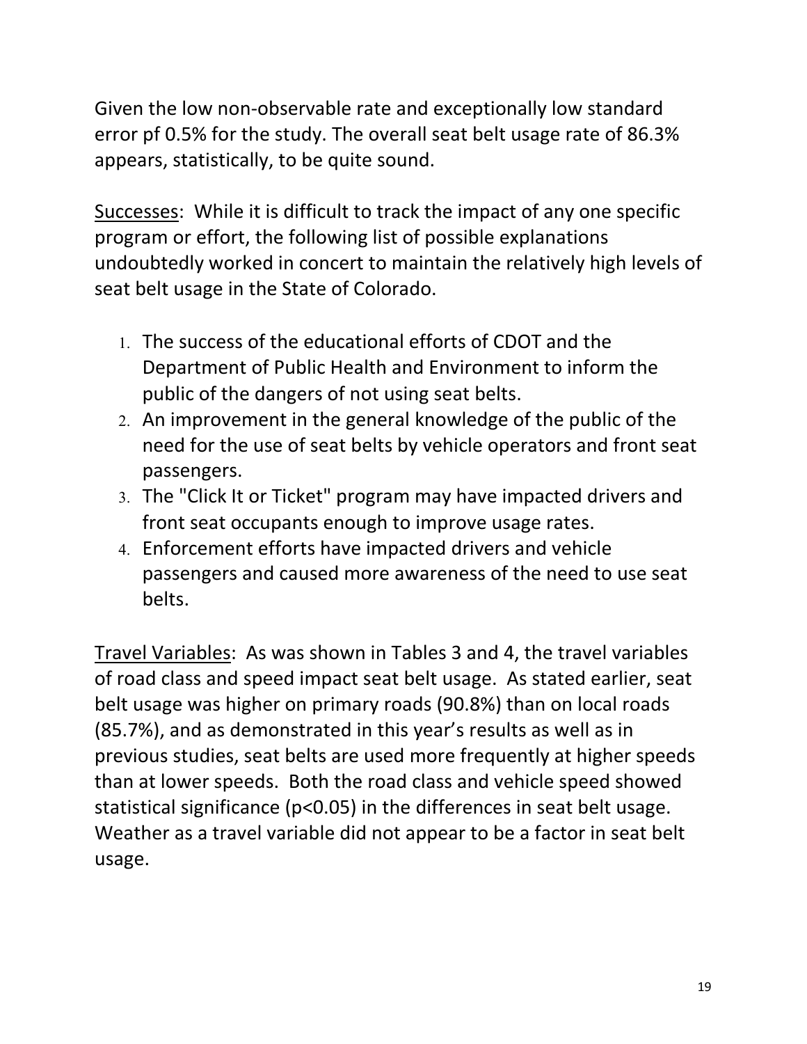Given the low non-observable rate and exceptionally low standard error pf 0.5% for the study. The overall seat belt usage rate of 86.3% appears, statistically, to be quite sound.

Successes: While it is difficult to track the impact of any one specific program or effort, the following list of possible explanations undoubtedly worked in concert to maintain the relatively high levels of seat belt usage in the State of Colorado.

1. The success of the educational efforts of CDOT and the Department of Public Health and Environment to inform the public of the dangers of not using seat belts.
2. An improvement in the general knowledge of the public of the need for the use of seat belts by vehicle operators and front seat passengers.
3. The "Click It or Ticket" program may have impacted drivers and front seat occupants enough to improve usage rates.
4. Enforcement efforts have impacted drivers and vehicle passengers and caused more awareness of the need to use seat belts.

Travel Variables: As was shown in Tables 3 and 4, the travel variables of road class and speed impact seat belt usage. As stated earlier, seat belt usage was higher on primary roads (90.8%) than on local roads (85.7%), and as demonstrated in this year's results as well as in previous studies, seat belts are used more frequently at higher speeds than at lower speeds. Both the road class and vehicle speed showed statistical significance ($p<0.05$) in the differences in seat belt usage. Weather as a travel variable did not appear to be a factor in seat belt usage.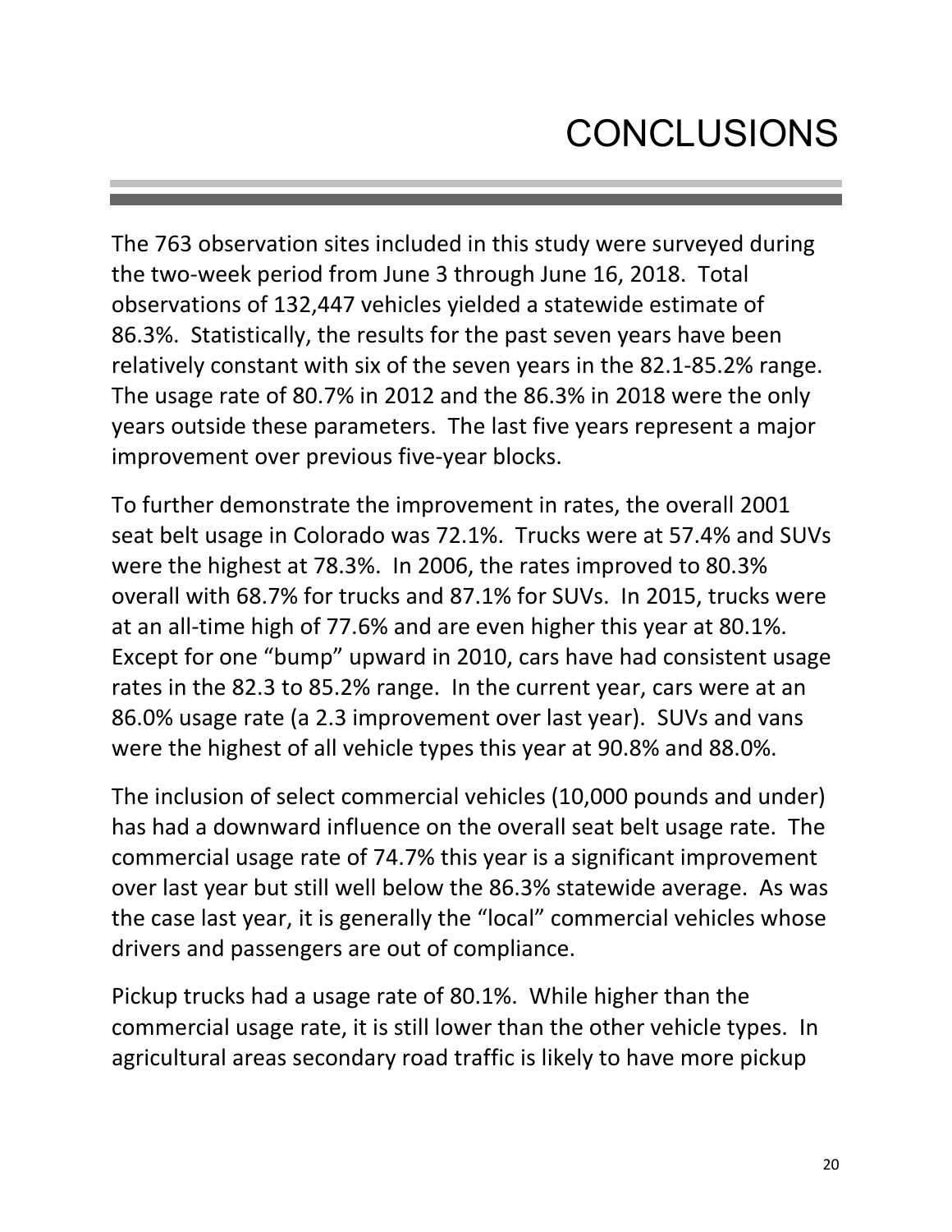# CONCLUSIONS

The 763 observation sites included in this study were surveyed during the two-week period from June 3 through June 16, 2018. Total observations of 132,447 vehicles yielded a statewide estimate of 86.3%. Statistically, the results for the past seven years have been relatively constant with six of the seven years in the 82.1-85.2% range. The usage rate of 80.7% in 2012 and the 86.3% in 2018 were the only years outside these parameters. The last five years represent a major improvement over previous five-year blocks.

To further demonstrate the improvement in rates, the overall 2001 seat belt usage in Colorado was 72.1%. Trucks were at 57.4% and SUVs were the highest at 78.3%. In 2006, the rates improved to 80.3% overall with 68.7% for trucks and 87.1% for SUVs. In 2015, trucks were at an all-time high of 77.6% and are even higher this year at 80.1%. Except for one "bump" upward in 2010, cars have had consistent usage rates in the 82.3 to 85.2% range. In the current year, cars were at an 86.0% usage rate (a 2.3 improvement over last year). SUVs and vans were the highest of all vehicle types this year at 90.8% and 88.0%.

The inclusion of select commercial vehicles (10,000 pounds and under) has had a downward influence on the overall seat belt usage rate. The commercial usage rate of 74.7% this year is a significant improvement over last year but still well below the 86.3% statewide average. As was the case last year, it is generally the "local" commercial vehicles whose drivers and passengers are out of compliance.

Pickup trucks had a usage rate of 80.1%. While higher than the commercial usage rate, it is still lower than the other vehicle types. In agricultural areas secondary road traffic is likely to have more pickup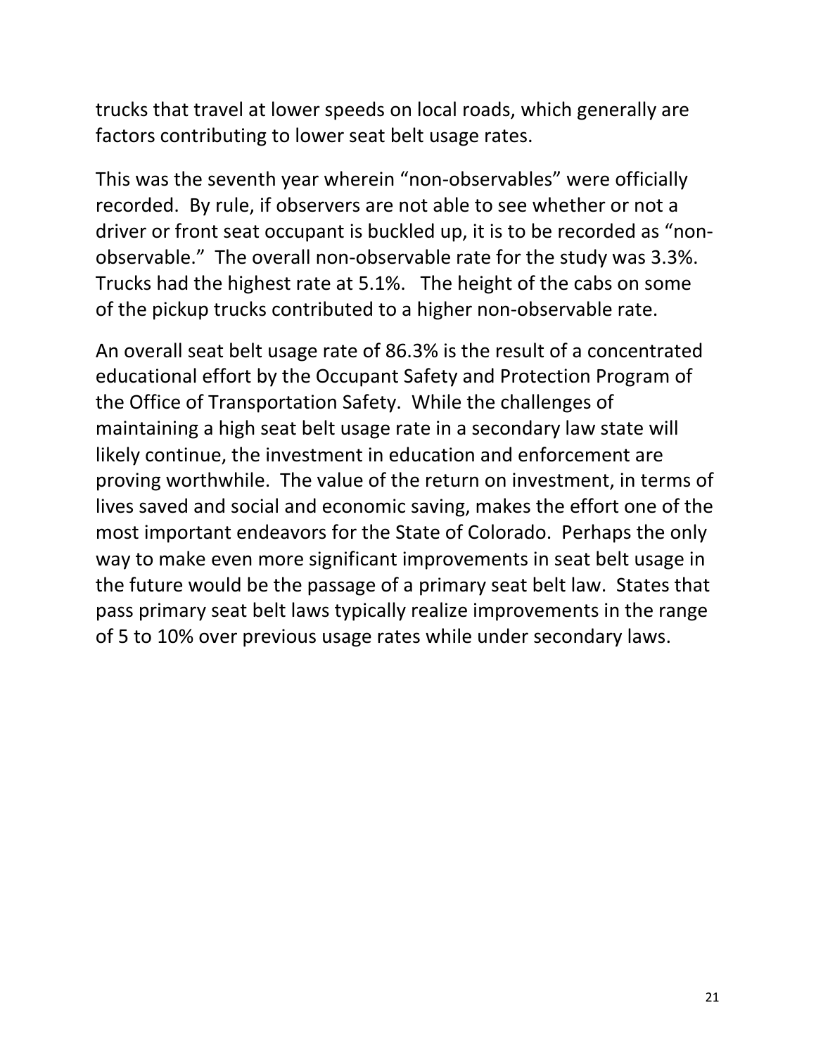trucks that travel at lower speeds on local roads, which generally are factors contributing to lower seat belt usage rates.

This was the seventh year wherein "non-observables" were officially recorded. By rule, if observers are not able to see whether or not a driver or front seat occupant is buckled up, it is to be recorded as "non-observable." The overall non-observable rate for the study was 3.3%. Trucks had the highest rate at 5.1%. The height of the cabs on some of the pickup trucks contributed to a higher non-observable rate.

An overall seat belt usage rate of 86.3% is the result of a concentrated educational effort by the Occupant Safety and Protection Program of the Office of Transportation Safety. While the challenges of maintaining a high seat belt usage rate in a secondary law state will likely continue, the investment in education and enforcement are proving worthwhile. The value of the return on investment, in terms of lives saved and social and economic saving, makes the effort one of the most important endeavors for the State of Colorado. Perhaps the only way to make even more significant improvements in seat belt usage in the future would be the passage of a primary seat belt law. States that pass primary seat belt laws typically realize improvements in the range of 5 to 10% over previous usage rates while under secondary laws.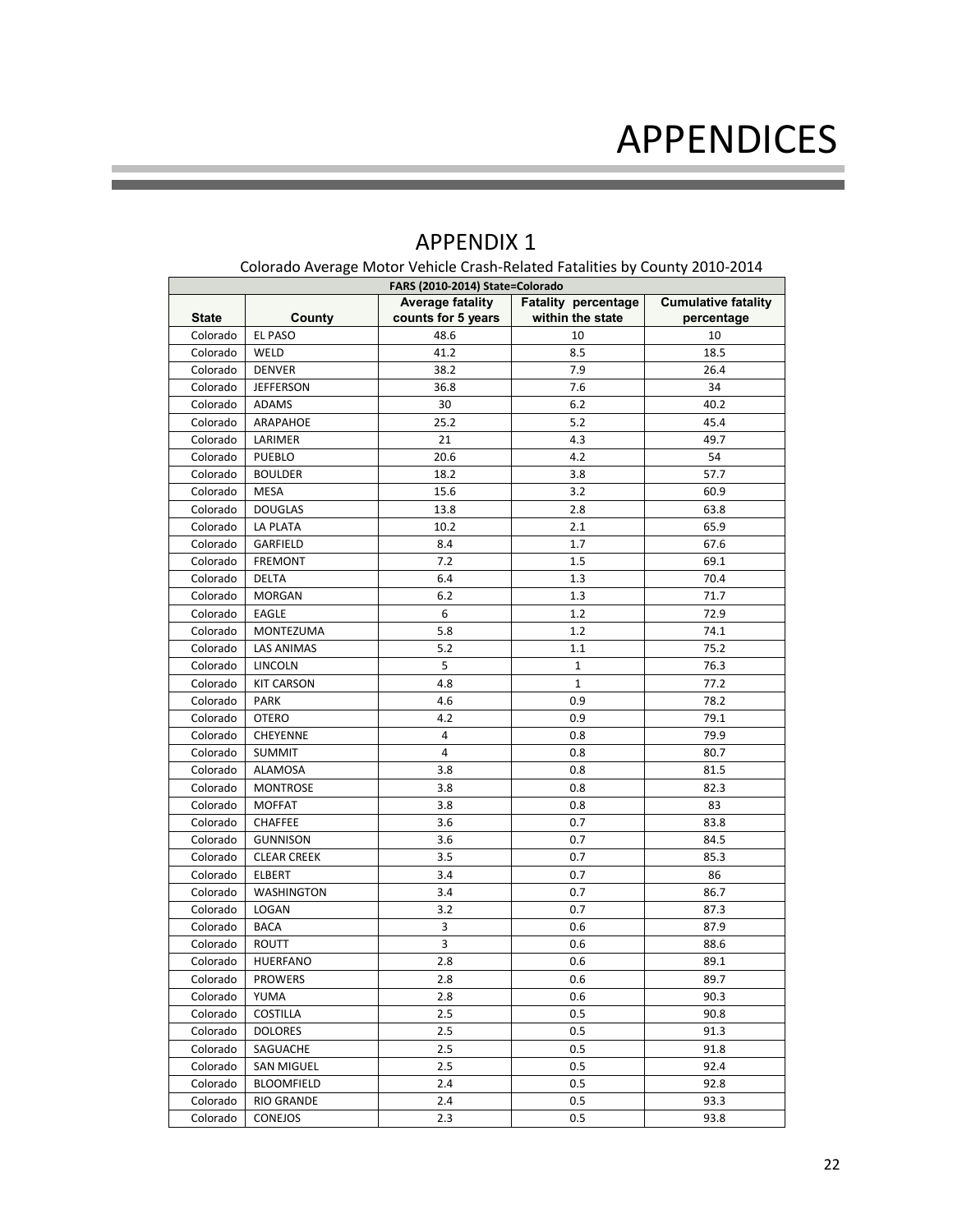# APPENDICES

## APPENDIX 1

Colorado Average Motor Vehicle Crash-Related Fatalities by County 2010-2014

| FARS (2010-2014) State=Colorado | | | | |
|---|---|---|---|---|
| **State** | **County** | **Average fatality counts for 5 years** | **Fatality percentage within the state** | **Cumulative fatality percentage** |
| Colorado | EL PASO | 48.6 | 10 | 10 |
| Colorado | WELD | 41.2 | 8.5 | 18.5 |
| Colorado | DENVER | 38.2 | 7.9 | 26.4 |
| Colorado | JEFFERSON | 36.8 | 7.6 | 34 |
| Colorado | ADAMS | 30 | 6.2 | 40.2 |
| Colorado | ARAPAHOE | 25.2 | 5.2 | 45.4 |
| Colorado | LARIMER | 21 | 4.3 | 49.7 |
| Colorado | PUEBLO | 20.6 | 4.2 | 54 |
| Colorado | BOULDER | 18.2 | 3.8 | 57.7 |
| Colorado | MESA | 15.6 | 3.2 | 60.9 |
| Colorado | DOUGLAS | 13.8 | 2.8 | 63.8 |
| Colorado | LA PLATA | 10.2 | 2.1 | 65.9 |
| Colorado | GARFIELD | 8.4 | 1.7 | 67.6 |
| Colorado | FREMONT | 7.2 | 1.5 | 69.1 |
| Colorado | DELTA | 6.4 | 1.3 | 70.4 |
| Colorado | MORGAN | 6.2 | 1.3 | 71.7 |
| Colorado | EAGLE | 6 | 1.2 | 72.9 |
| Colorado | MONTEZUMA | 5.8 | 1.2 | 74.1 |
| Colorado | LAS ANIMAS | 5.2 | 1.1 | 75.2 |
| Colorado | LINCOLN | 5 | 1 | 76.3 |
| Colorado | KIT CARSON | 4.8 | 1 | 77.2 |
| Colorado | PARK | 4.6 | 0.9 | 78.2 |
| Colorado | OTERO | 4.2 | 0.9 | 79.1 |
| Colorado | CHEYENNE | 4 | 0.8 | 79.9 |
| Colorado | SUMMIT | 4 | 0.8 | 80.7 |
| Colorado | ALAMOSA | 3.8 | 0.8 | 81.5 |
| Colorado | MONTROSE | 3.8 | 0.8 | 82.3 |
| Colorado | MOFFAT | 3.8 | 0.8 | 83 |
| Colorado | CHAFFEE | 3.6 | 0.7 | 83.8 |
| Colorado | GUNNISON | 3.6 | 0.7 | 84.5 |
| Colorado | CLEAR CREEK | 3.5 | 0.7 | 85.3 |
| Colorado | ELBERT | 3.4 | 0.7 | 86 |
| Colorado | WASHINGTON | 3.4 | 0.7 | 86.7 |
| Colorado | LOGAN | 3.2 | 0.7 | 87.3 |
| Colorado | BACA | 3 | 0.6 | 87.9 |
| Colorado | ROUTT | 3 | 0.6 | 88.6 |
| Colorado | HUERFANO | 2.8 | 0.6 | 89.1 |
| Colorado | PROWERS | 2.8 | 0.6 | 89.7 |
| Colorado | YUMA | 2.8 | 0.6 | 90.3 |
| Colorado | COSTILLA | 2.5 | 0.5 | 90.8 |
| Colorado | DOLORES | 2.5 | 0.5 | 91.3 |
| Colorado | SAGUACHE | 2.5 | 0.5 | 91.8 |
| Colorado | SAN MIGUEL | 2.5 | 0.5 | 92.4 |
| Colorado | BLOOMFIELD | 2.4 | 0.5 | 92.8 |
| Colorado | RIO GRANDE | 2.4 | 0.5 | 93.3 |
| Colorado | CONEJOS | 2.3 | 0.5 | 93.8 |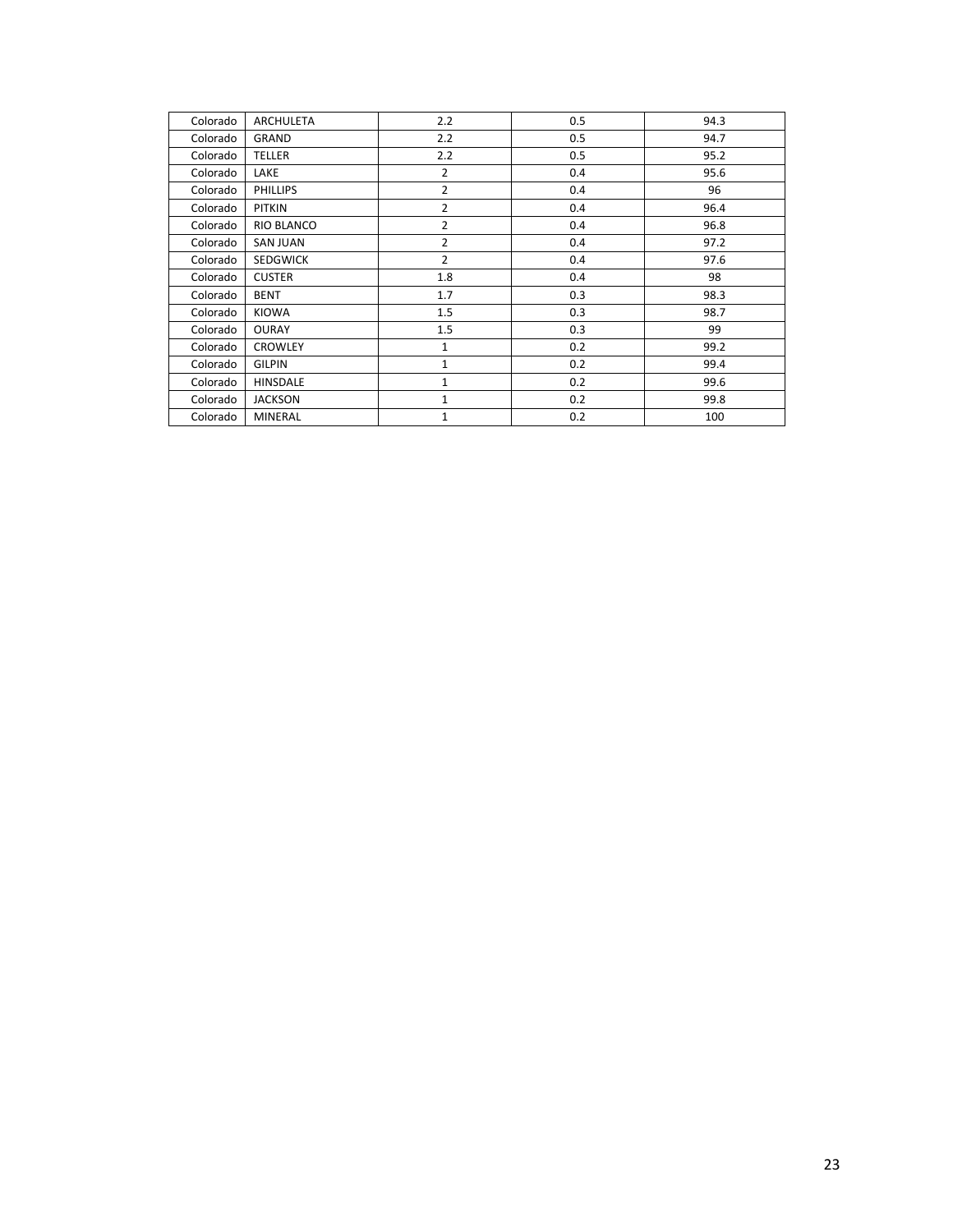| | | | | |
|---|---|---|---|---|
| Colorado | ARCHULETA | 2.2 | 0.5 | 94.3 |
| Colorado | GRAND | 2.2 | 0.5 | 94.7 |
| Colorado | TELLER | 2.2 | 0.5 | 95.2 |
| Colorado | LAKE | 2 | 0.4 | 95.6 |
| Colorado | PHILLIPS | 2 | 0.4 | 96 |
| Colorado | PITKIN | 2 | 0.4 | 96.4 |
| Colorado | RIO BLANCO | 2 | 0.4 | 96.8 |
| Colorado | SAN JUAN | 2 | 0.4 | 97.2 |
| Colorado | SEDGWICK | 2 | 0.4 | 97.6 |
| Colorado | CUSTER | 1.8 | 0.4 | 98 |
| Colorado | BENT | 1.7 | 0.3 | 98.3 |
| Colorado | KIOWA | 1.5 | 0.3 | 98.7 |
| Colorado | OURAY | 1.5 | 0.3 | 99 |
| Colorado | CROWLEY | 1 | 0.2 | 99.2 |
| Colorado | GILPIN | 1 | 0.2 | 99.4 |
| Colorado | HINSDALE | 1 | 0.2 | 99.6 |
| Colorado | JACKSON | 1 | 0.2 | 99.8 |
| Colorado | MINERAL | 1 | 0.2 | 100 |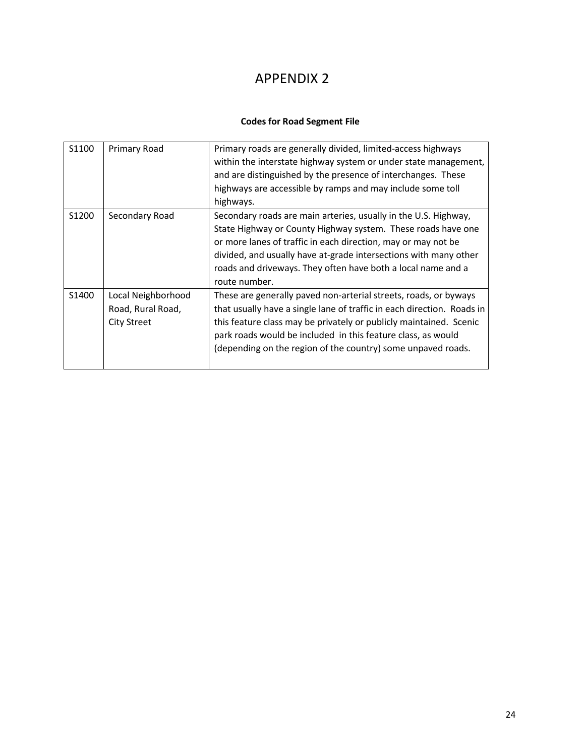# APPENDIX 2

**Codes for Road Segment File**

| | | |
|---|---|---|
| S1100 | Primary Road | Primary roads are generally divided, limited-access highways within the interstate highway system or under state management, and are distinguished by the presence of interchanges. These highways are accessible by ramps and may include some toll highways. |
| S1200 | Secondary Road | Secondary roads are main arteries, usually in the U.S. Highway, State Highway or County Highway system. These roads have one or more lanes of traffic in each direction, may or may not be divided, and usually have at-grade intersections with many other roads and driveways. They often have both a local name and a route number. |
| S1400 | Local Neighborhood Road, Rural Road, City Street | These are generally paved non-arterial streets, roads, or byways that usually have a single lane of traffic in each direction. Roads in this feature class may be privately or publicly maintained. Scenic park roads would be included in this feature class, as would (depending on the region of the country) some unpaved roads. |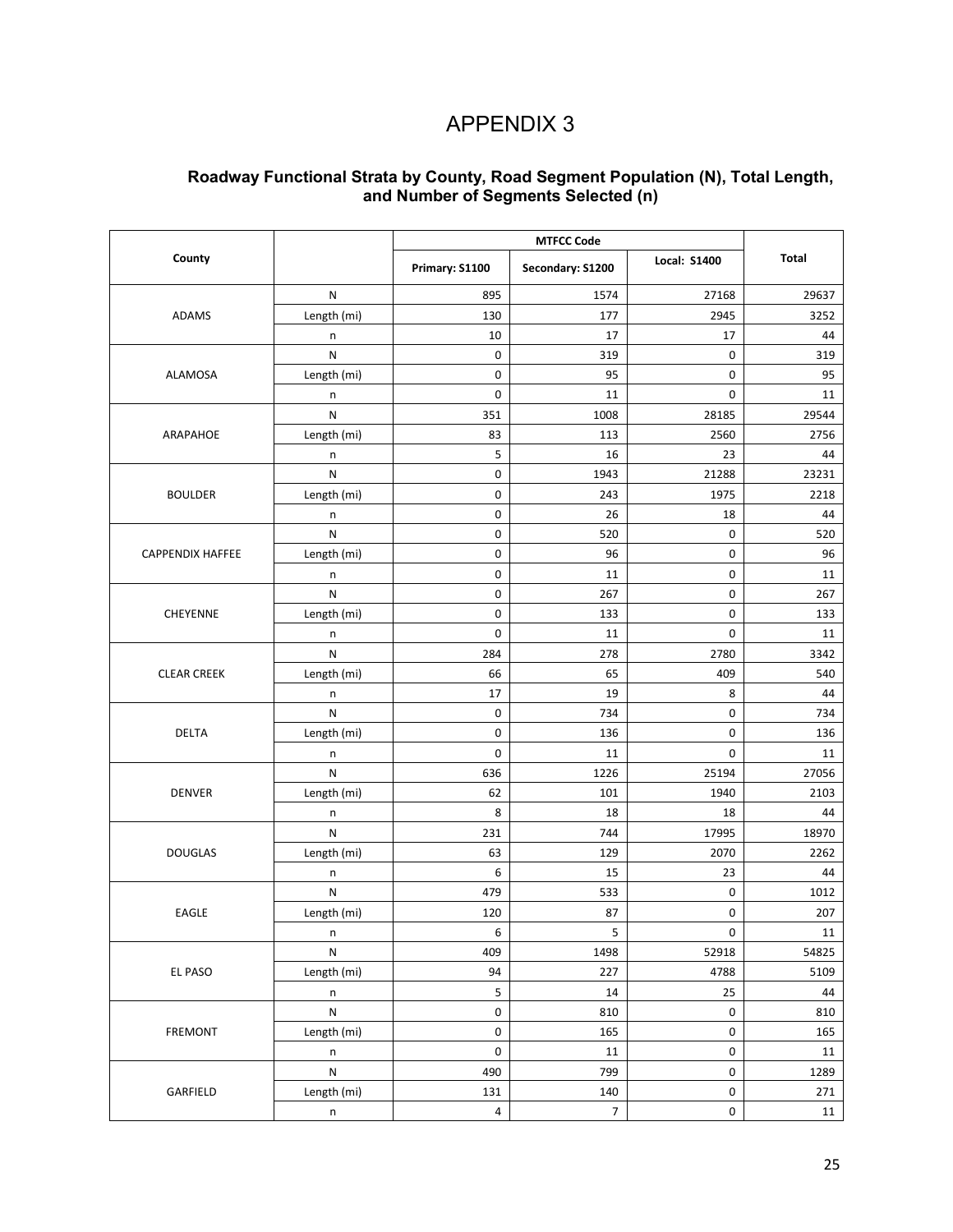# APPENDIX 3

## Roadway Functional Strata by County, Road Segment Population (N), Total Length, and Number of Segments Selected (n)

| County | | MTFCC Code | | | Total |
|---|---|---|---|---|---|
| | | Primary: S1100 | Secondary: S1200 | Local: S1400 | |
| ADAMS | N | 895 | 1574 | 27168 | 29637 |
| | Length (mi) | 130 | 177 | 2945 | 3252 |
| | n | 10 | 17 | 17 | 44 |
| ALAMOSA | N | 0 | 319 | 0 | 319 |
| | Length (mi) | 0 | 95 | 0 | 95 |
| | n | 0 | 11 | 0 | 11 |
| ARAPAHOE | N | 351 | 1008 | 28185 | 29544 |
| | Length (mi) | 83 | 113 | 2560 | 2756 |
| | n | 5 | 16 | 23 | 44 |
| BOULDER | N | 0 | 1943 | 21288 | 23231 |
| | Length (mi) | 0 | 243 | 1975 | 2218 |
| | n | 0 | 26 | 18 | 44 |
| CAPPENDIX HAFFEE | N | 0 | 520 | 0 | 520 |
| | Length (mi) | 0 | 96 | 0 | 96 |
| | n | 0 | 11 | 0 | 11 |
| CHEYENNE | N | 0 | 267 | 0 | 267 |
| | Length (mi) | 0 | 133 | 0 | 133 |
| | n | 0 | 11 | 0 | 11 |
| CLEAR CREEK | N | 284 | 278 | 2780 | 3342 |
| | Length (mi) | 66 | 65 | 409 | 540 |
| | n | 17 | 19 | 8 | 44 |
| DELTA | N | 0 | 734 | 0 | 734 |
| | Length (mi) | 0 | 136 | 0 | 136 |
| | n | 0 | 11 | 0 | 11 |
| DENVER | N | 636 | 1226 | 25194 | 27056 |
| | Length (mi) | 62 | 101 | 1940 | 2103 |
| | n | 8 | 18 | 18 | 44 |
| DOUGLAS | N | 231 | 744 | 17995 | 18970 |
| | Length (mi) | 63 | 129 | 2070 | 2262 |
| | n | 6 | 15 | 23 | 44 |
| EAGLE | N | 479 | 533 | 0 | 1012 |
| | Length (mi) | 120 | 87 | 0 | 207 |
| | n | 6 | 5 | 0 | 11 |
| EL PASO | N | 409 | 1498 | 52918 | 54825 |
| | Length (mi) | 94 | 227 | 4788 | 5109 |
| | n | 5 | 14 | 25 | 44 |
| FREMONT | N | 0 | 810 | 0 | 810 |
| | Length (mi) | 0 | 165 | 0 | 165 |
| | n | 0 | 11 | 0 | 11 |
| GARFIELD | N | 490 | 799 | 0 | 1289 |
| | Length (mi) | 131 | 140 | 0 | 271 |
| | n | 4 | 7 | 0 | 11 |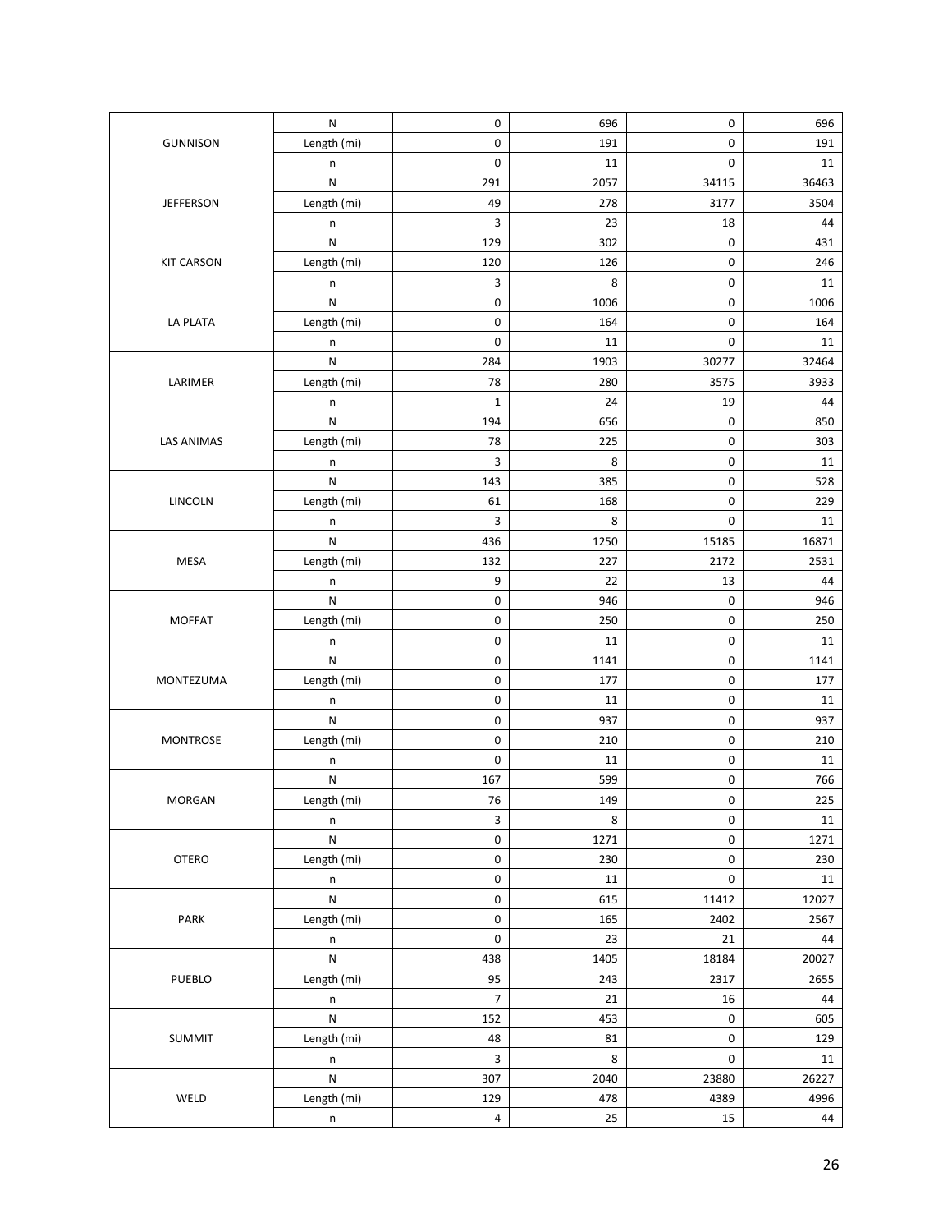| | | | | | |
|---|---|---|---|---|---|
| GUNNISON | N | 0 | 696 | 0 | 696 |
| | Length (mi) | 0 | 191 | 0 | 191 |
| | n | 0 | 11 | 0 | 11 |
| JEFFERSON | N | 291 | 2057 | 34115 | 36463 |
| | Length (mi) | 49 | 278 | 3177 | 3504 |
| | n | 3 | 23 | 18 | 44 |
| KIT CARSON | N | 129 | 302 | 0 | 431 |
| | Length (mi) | 120 | 126 | 0 | 246 |
| | n | 3 | 8 | 0 | 11 |
| LA PLATA | N | 0 | 1006 | 0 | 1006 |
| | Length (mi) | 0 | 164 | 0 | 164 |
| | n | 0 | 11 | 0 | 11 |
| LARIMER | N | 284 | 1903 | 30277 | 32464 |
| | Length (mi) | 78 | 280 | 3575 | 3933 |
| | n | 1 | 24 | 19 | 44 |
| LAS ANIMAS | N | 194 | 656 | 0 | 850 |
| | Length (mi) | 78 | 225 | 0 | 303 |
| | n | 3 | 8 | 0 | 11 |
| LINCOLN | N | 143 | 385 | 0 | 528 |
| | Length (mi) | 61 | 168 | 0 | 229 |
| | n | 3 | 8 | 0 | 11 |
| MESA | N | 436 | 1250 | 15185 | 16871 |
| | Length (mi) | 132 | 227 | 2172 | 2531 |
| | n | 9 | 22 | 13 | 44 |
| MOFFAT | N | 0 | 946 | 0 | 946 |
| | Length (mi) | 0 | 250 | 0 | 250 |
| | n | 0 | 11 | 0 | 11 |
| MONTEZUMA | N | 0 | 1141 | 0 | 1141 |
| | Length (mi) | 0 | 177 | 0 | 177 |
| | n | 0 | 11 | 0 | 11 |
| MONTROSE | N | 0 | 937 | 0 | 937 |
| | Length (mi) | 0 | 210 | 0 | 210 |
| | n | 0 | 11 | 0 | 11 |
| MORGAN | N | 167 | 599 | 0 | 766 |
| | Length (mi) | 76 | 149 | 0 | 225 |
| | n | 3 | 8 | 0 | 11 |
| OTERO | N | 0 | 1271 | 0 | 1271 |
| | Length (mi) | 0 | 230 | 0 | 230 |
| | n | 0 | 11 | 0 | 11 |
| PARK | N | 0 | 615 | 11412 | 12027 |
| | Length (mi) | 0 | 165 | 2402 | 2567 |
| | n | 0 | 23 | 21 | 44 |
| PUEBLO | N | 438 | 1405 | 18184 | 20027 |
| | Length (mi) | 95 | 243 | 2317 | 2655 |
| | n | 7 | 21 | 16 | 44 |
| SUMMIT | N | 152 | 453 | 0 | 605 |
| | Length (mi) | 48 | 81 | 0 | 129 |
| | n | 3 | 8 | 0 | 11 |
| WELD | N | 307 | 2040 | 23880 | 26227 |
| | Length (mi) | 129 | 478 | 4389 | 4996 |
| | n | 4 | 25 | 15 | 44 |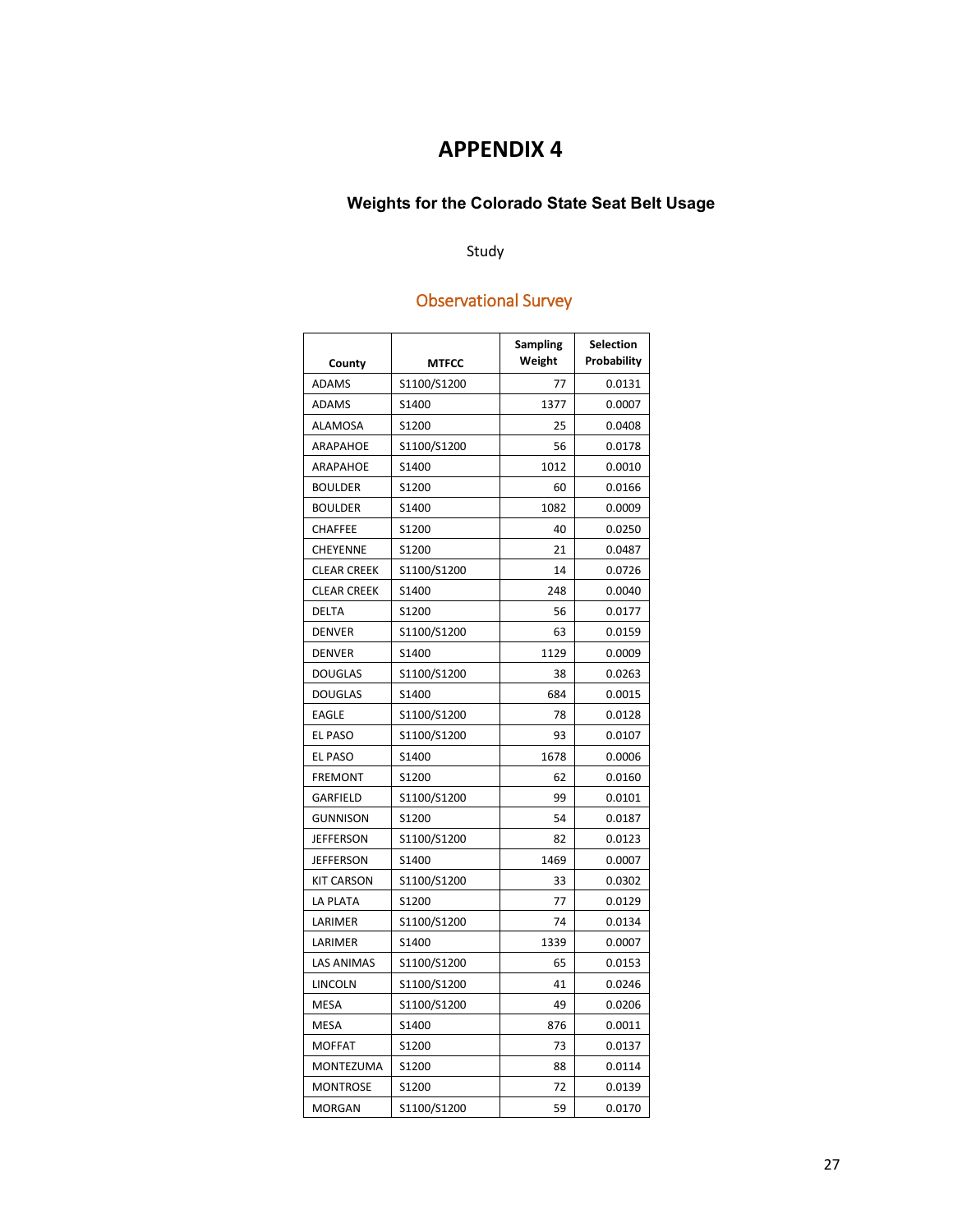# APPENDIX 4

### Weights for the Colorado State Seat Belt Usage

Study

## Observational Survey

| County | MTFCC | Sampling Weight | Selection Probability |
|---|---|---|---|
| ADAMS | S1100/S1200 | 77 | 0.0131 |
| ADAMS | S1400 | 1377 | 0.0007 |
| ALAMOSA | S1200 | 25 | 0.0408 |
| ARAPAHOE | S1100/S1200 | 56 | 0.0178 |
| ARAPAHOE | S1400 | 1012 | 0.0010 |
| BOULDER | S1200 | 60 | 0.0166 |
| BOULDER | S1400 | 1082 | 0.0009 |
| CHAFFEE | S1200 | 40 | 0.0250 |
| CHEYENNE | S1200 | 21 | 0.0487 |
| CLEAR CREEK | S1100/S1200 | 14 | 0.0726 |
| CLEAR CREEK | S1400 | 248 | 0.0040 |
| DELTA | S1200 | 56 | 0.0177 |
| DENVER | S1100/S1200 | 63 | 0.0159 |
| DENVER | S1400 | 1129 | 0.0009 |
| DOUGLAS | S1100/S1200 | 38 | 0.0263 |
| DOUGLAS | S1400 | 684 | 0.0015 |
| EAGLE | S1100/S1200 | 78 | 0.0128 |
| EL PASO | S1100/S1200 | 93 | 0.0107 |
| EL PASO | S1400 | 1678 | 0.0006 |
| FREMONT | S1200 | 62 | 0.0160 |
| GARFIELD | S1100/S1200 | 99 | 0.0101 |
| GUNNISON | S1200 | 54 | 0.0187 |
| JEFFERSON | S1100/S1200 | 82 | 0.0123 |
| JEFFERSON | S1400 | 1469 | 0.0007 |
| KIT CARSON | S1100/S1200 | 33 | 0.0302 |
| LA PLATA | S1200 | 77 | 0.0129 |
| LARIMER | S1100/S1200 | 74 | 0.0134 |
| LARIMER | S1400 | 1339 | 0.0007 |
| LAS ANIMAS | S1100/S1200 | 65 | 0.0153 |
| LINCOLN | S1100/S1200 | 41 | 0.0246 |
| MESA | S1100/S1200 | 49 | 0.0206 |
| MESA | S1400 | 876 | 0.0011 |
| MOFFAT | S1200 | 73 | 0.0137 |
| MONTEZUMA | S1200 | 88 | 0.0114 |
| MONTROSE | S1200 | 72 | 0.0139 |
| MORGAN | S1100/S1200 | 59 | 0.0170 |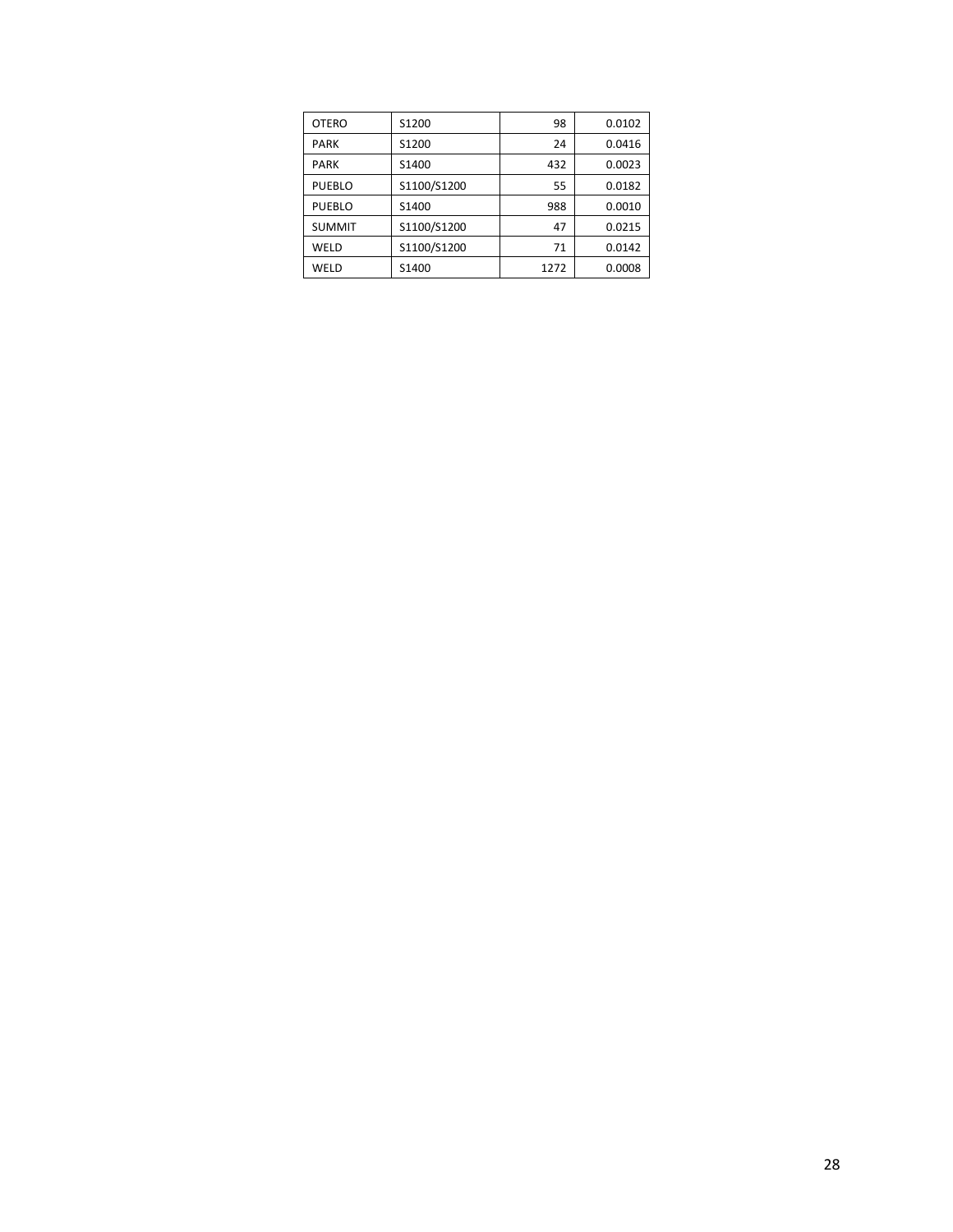| | | | |
|---|---|---|---|
| OTERO | S1200 | 98 | 0.0102 |
| PARK | S1200 | 24 | 0.0416 |
| PARK | S1400 | 432 | 0.0023 |
| PUEBLO | S1100/S1200 | 55 | 0.0182 |
| PUEBLO | S1400 | 988 | 0.0010 |
| SUMMIT | S1100/S1200 | 47 | 0.0215 |
| WELD | S1100/S1200 | 71 | 0.0142 |
| WELD | S1400 | 1272 | 0.0008 |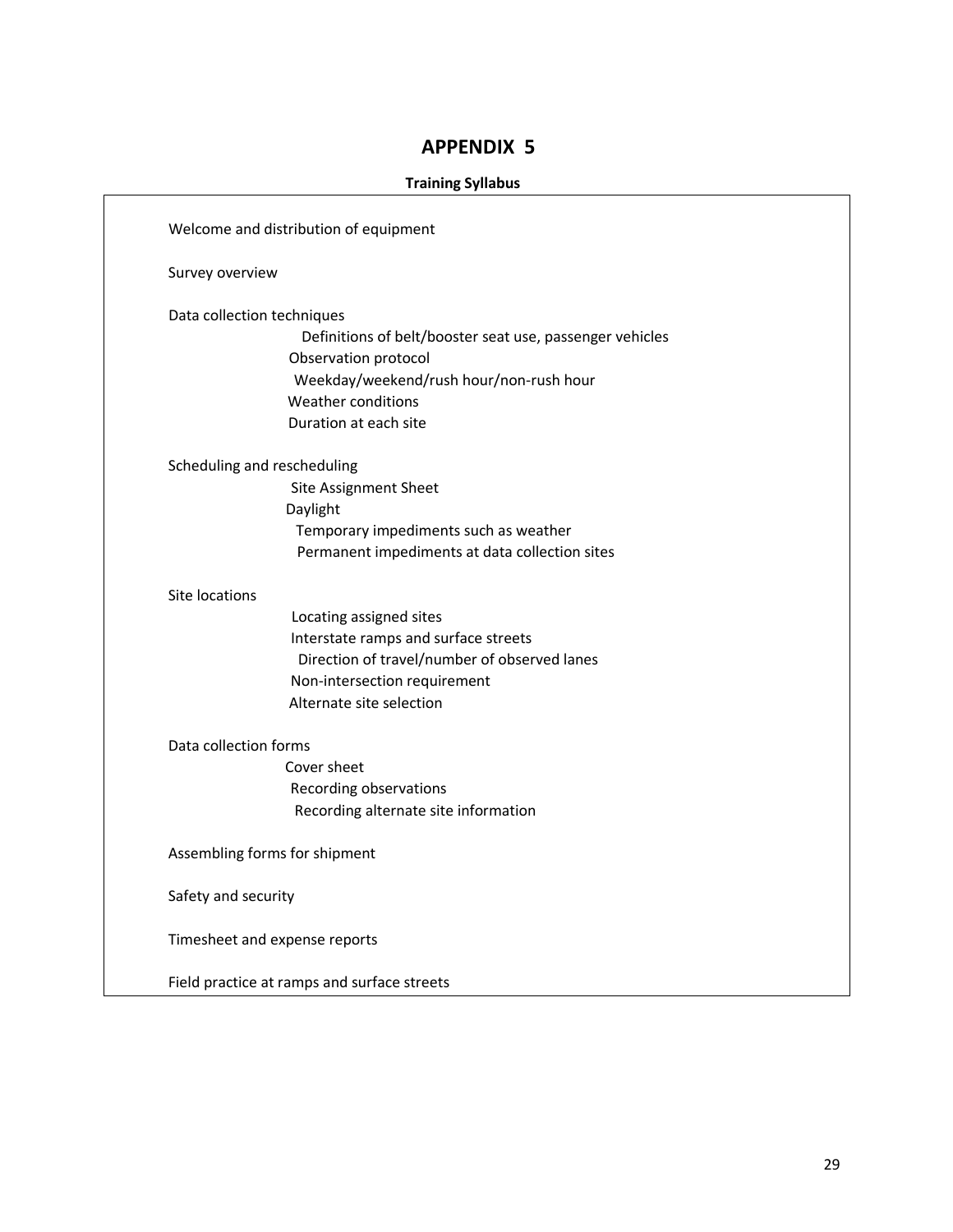# APPENDIX 5

**Training Syllabus**

Welcome and distribution of equipment

Survey overview

Data collection techniques

- Definitions of belt/booster seat use, passenger vehicles
- Observation protocol
- Weekday/weekend/rush hour/non-rush hour
- Weather conditions
- Duration at each site

Scheduling and rescheduling

- Site Assignment Sheet
- Daylight
- Temporary impediments such as weather
- Permanent impediments at data collection sites

Site locations

- Locating assigned sites
- Interstate ramps and surface streets
- Direction of travel/number of observed lanes
- Non-intersection requirement
- Alternate site selection

Data collection forms

- Cover sheet
- Recording observations
- Recording alternate site information

Assembling forms for shipment

Safety and security

Timesheet and expense reports

Field practice at ramps and surface streets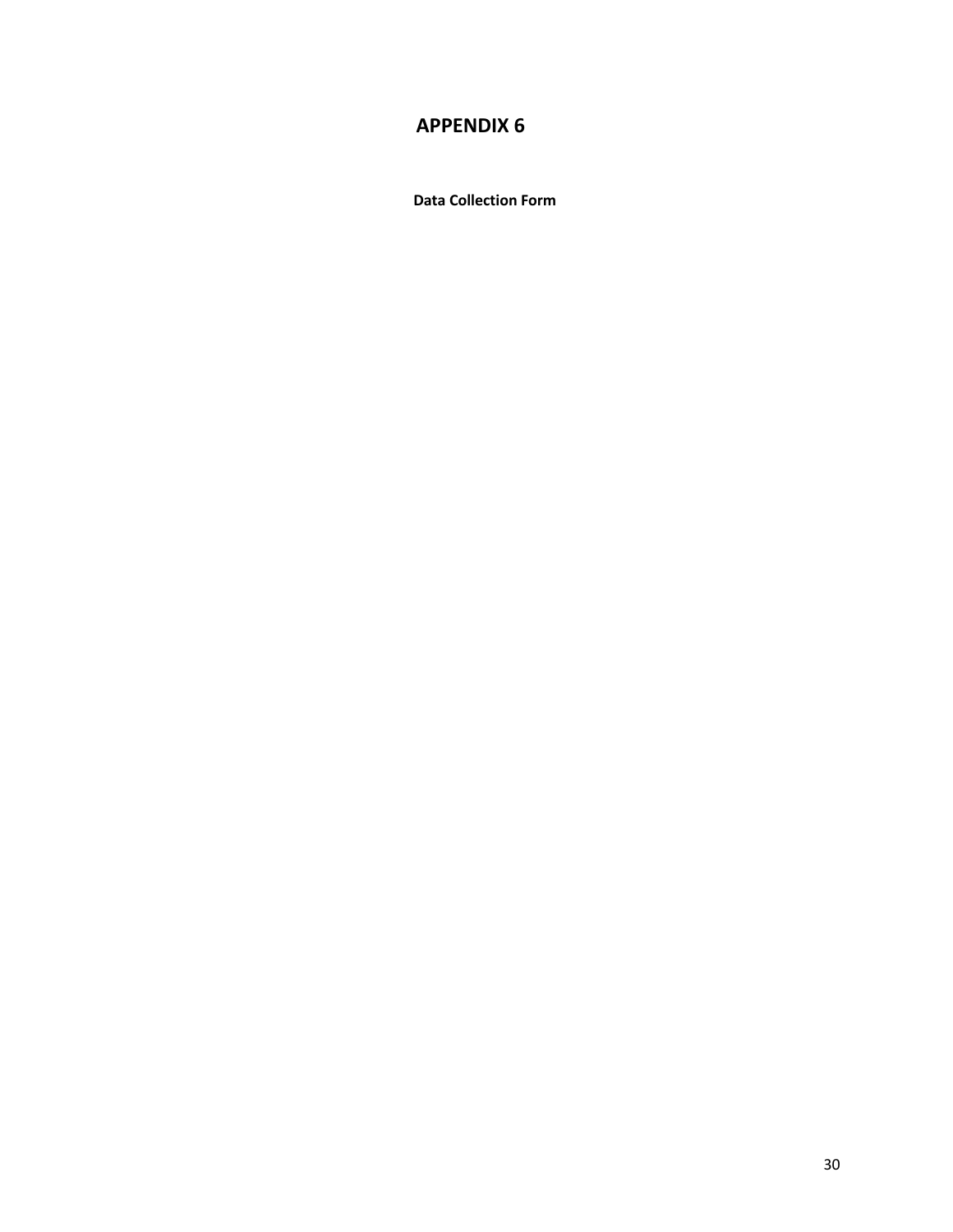# APPENDIX 6

**Data Collection Form**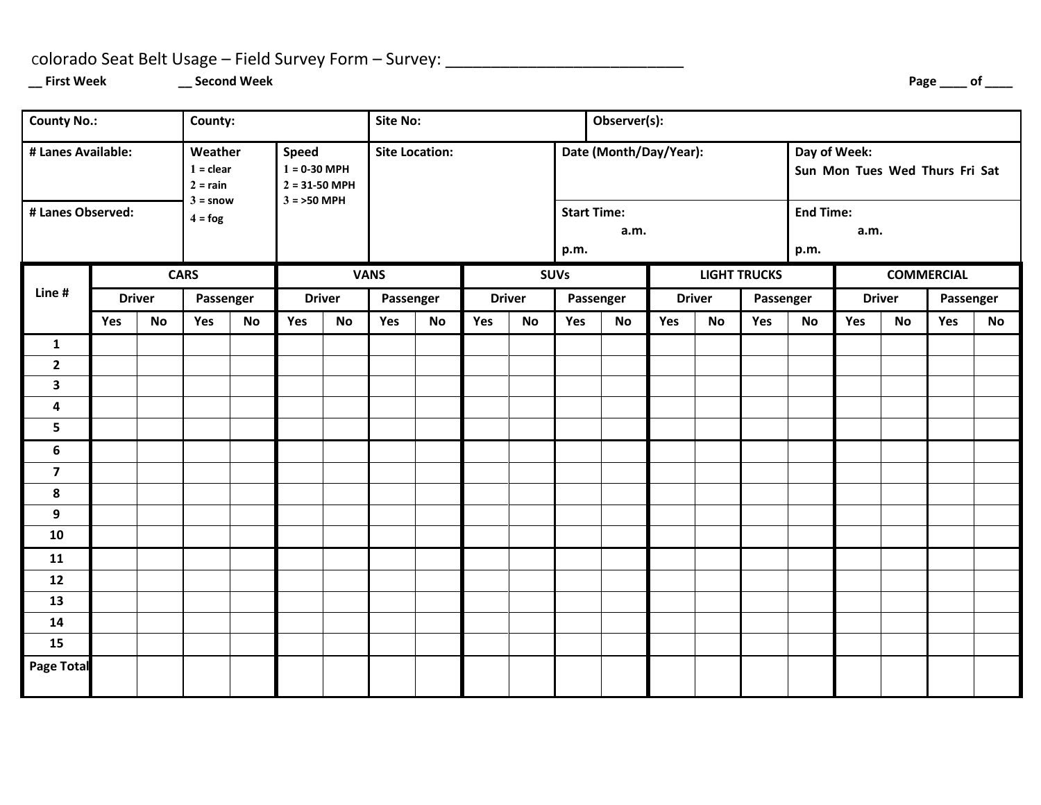colorado Seat Belt Usage – Field Survey Form – Survey: ___________________________

**__ First Week** **__ Second Week** **Page ____ of ____**

| **County No.:** | **County:** | | **Site No:** | **Observer(s):** | |
|---|---|---|---|---|---|
| **# Lanes Available:** | **Weather**<br>1 = clear<br>2 = rain<br>3 = snow<br>4 = fog | **Speed**<br>1 = 0-30 MPH<br>2 = 31-50 MPH<br>3 = >50 MPH | **Site Location:** | **Date (Month/Day/Year):** | **Day of Week:**<br>**Sun Mon Tues Wed Thurs Fri Sat** |
| **# Lanes Observed:** | | | | **Start Time:**<br>**a.m.**<br>**p.m.** | **End Time:**<br>**a.m.**<br>**p.m.** |

| **Line #** | **CARS** | | | | **VANS** | | | | **SUVs** | | | | **LIGHT TRUCKS** | | | | **COMMERCIAL** | | | |
|---|---|---|---|---|---|---|---|---|---|---|---|---|---|---|---|---|---|---|---|---|
| | **Driver** | | **Passenger** | | **Driver** | | **Passenger** | | **Driver** | | **Passenger** | | **Driver** | | **Passenger** | | **Driver** | | **Passenger** | |
| | **Yes** | **No** | **Yes** | **No** | **Yes** | **No** | **Yes** | **No** | **Yes** | **No** | **Yes** | **No** | **Yes** | **No** | **Yes** | **No** | **Yes** | **No** | **Yes** | **No** |
| **1** | | | | | | | | | | | | | | | | | | | | |
| **2** | | | | | | | | | | | | | | | | | | | | |
| **3** | | | | | | | | | | | | | | | | | | | | |
| **4** | | | | | | | | | | | | | | | | | | | | |
| **5** | | | | | | | | | | | | | | | | | | | | |
| **6** | | | | | | | | | | | | | | | | | | | | |
| **7** | | | | | | | | | | | | | | | | | | | | |
| **8** | | | | | | | | | | | | | | | | | | | | |
| **9** | | | | | | | | | | | | | | | | | | | | |
| **10** | | | | | | | | | | | | | | | | | | | | |
| **11** | | | | | | | | | | | | | | | | | | | | |
| **12** | | | | | | | | | | | | | | | | | | | | |
| **13** | | | | | | | | | | | | | | | | | | | | |
| **14** | | | | | | | | | | | | | | | | | | | | |
| **15** | | | | | | | | | | | | | | | | | | | | |
| **Page Total** | | | | | | | | | | | | | | | | | | | | |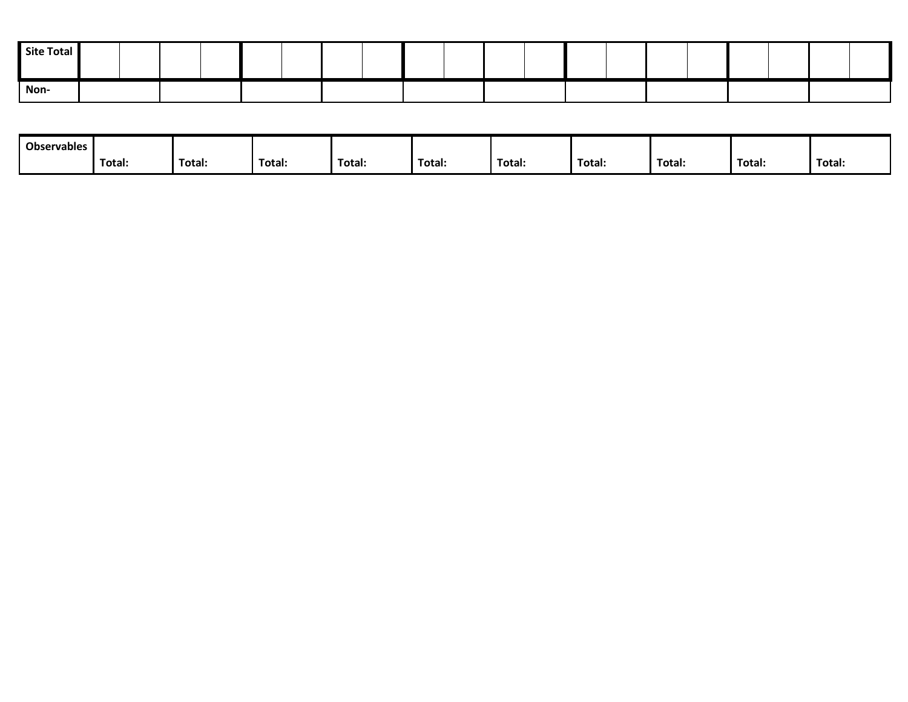| | | | | | | | | | | | | | | | | | | | | |
|---|---|---|---|---|---|---|---|---|---|---|---|---|---|---|---|---|---|---|---|---|
| **Site Total** | | | | | | | | | | | | | | | | | | | | |
| **Non-** | | | | | | | | | | | | | | | | | | | | |

| | | | | | | | | | | |
|---|---|---|---|---|---|---|---|---|---|---|
| **Observables** | **Total:** | **Total:** | **Total:** | **Total:** | **Total:** | **Total:** | **Total:** | **Total:** | **Total:** | **Total:** |